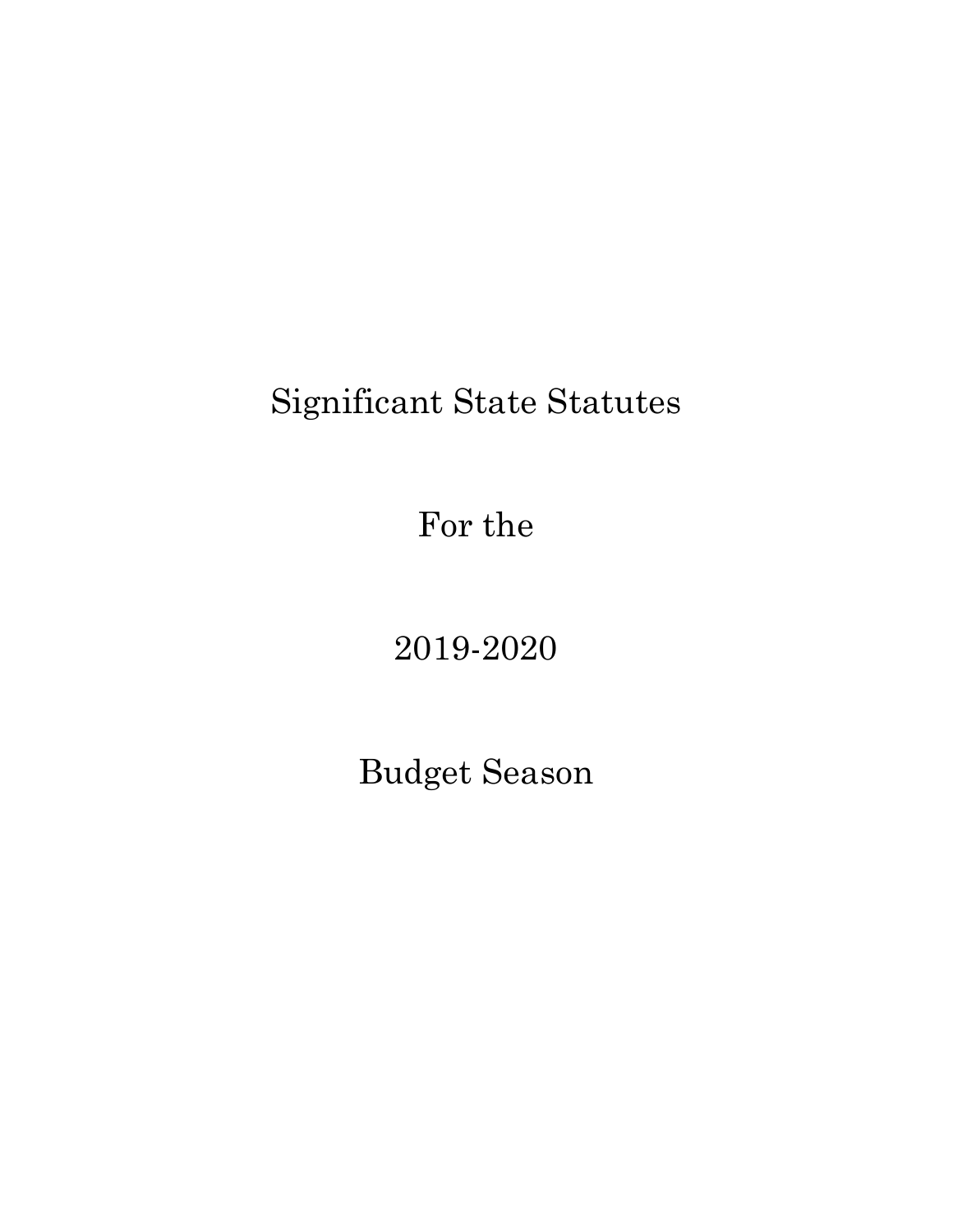# Significant State Statutes

# For the

# 2019-2020

# Budget Season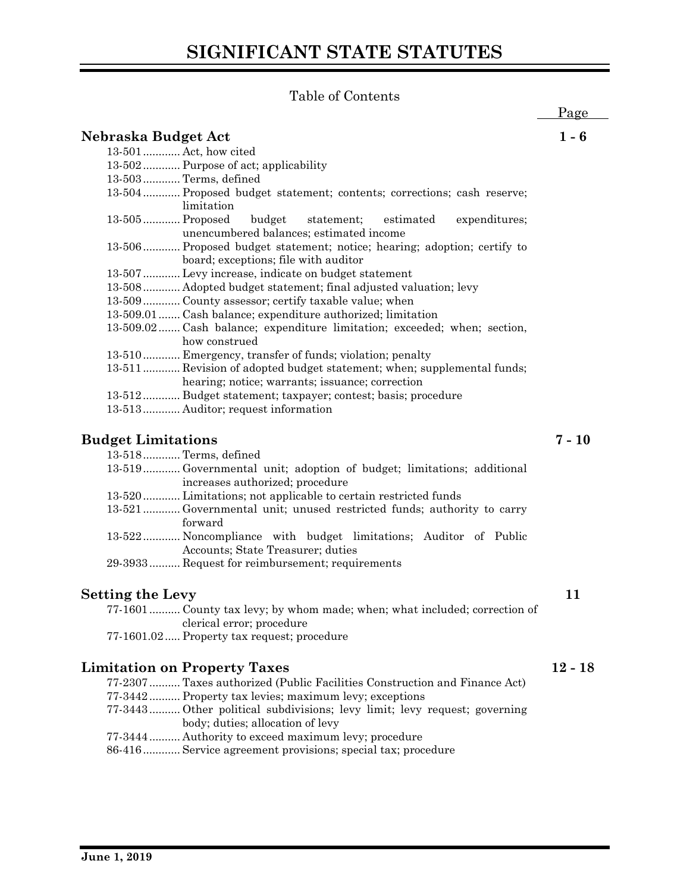# SIGNIFICANT STATE STATUTES

Table of Contents

| | | Page |
|---|---|---|
| **Nebraska Budget Act** | | **1 - 6** |
| 13-501 | Act, how cited | |
| 13-502 | Purpose of act; applicability | |
| 13-503 | Terms, defined | |
| 13-504 | Proposed budget statement; contents; corrections; cash reserve; limitation | |
| 13-505 | Proposed budget statement; estimated expenditures; unencumbered balances; estimated income | |
| 13-506 | Proposed budget statement; notice; hearing; adoption; certify to board; exceptions; file with auditor | |
| 13-507 | Levy increase, indicate on budget statement | |
| 13-508 | Adopted budget statement; final adjusted valuation; levy | |
| 13-509 | County assessor; certify taxable value; when | |
| 13-509.01 | Cash balance; expenditure authorized; limitation | |
| 13-509.02 | Cash balance; expenditure limitation; exceeded; when; section, how construed | |
| 13-510 | Emergency, transfer of funds; violation; penalty | |
| 13-511 | Revision of adopted budget statement; when; supplemental funds; hearing; notice; warrants; issuance; correction | |
| 13-512 | Budget statement; taxpayer; contest; basis; procedure | |
| 13-513 | Auditor; request information | |
| **Budget Limitations** | | **7 - 10** |
| 13-518 | Terms, defined | |
| 13-519 | Governmental unit; adoption of budget; limitations; additional increases authorized; procedure | |
| 13-520 | Limitations; not applicable to certain restricted funds | |
| 13-521 | Governmental unit; unused restricted funds; authority to carry forward | |
| 13-522 | Noncompliance with budget limitations; Auditor of Public Accounts; State Treasurer; duties | |
| 29-3933 | Request for reimbursement; requirements | |
| **Setting the Levy** | | **11** |
| 77-1601 | County tax levy; by whom made; when; what included; correction of clerical error; procedure | |
| 77-1601.02 | Property tax request; procedure | |
| **Limitation on Property Taxes** | | **12 - 18** |
| 77-2307 | Taxes authorized (Public Facilities Construction and Finance Act) | |
| 77-3442 | Property tax levies; maximum levy; exceptions | |
| 77-3443 | Other political subdivisions; levy limit; levy request; governing body; duties; allocation of levy | |
| 77-3444 | Authority to exceed maximum levy; procedure | |
| 86-416 | Service agreement provisions; special tax; procedure | |

**June 1, 2019**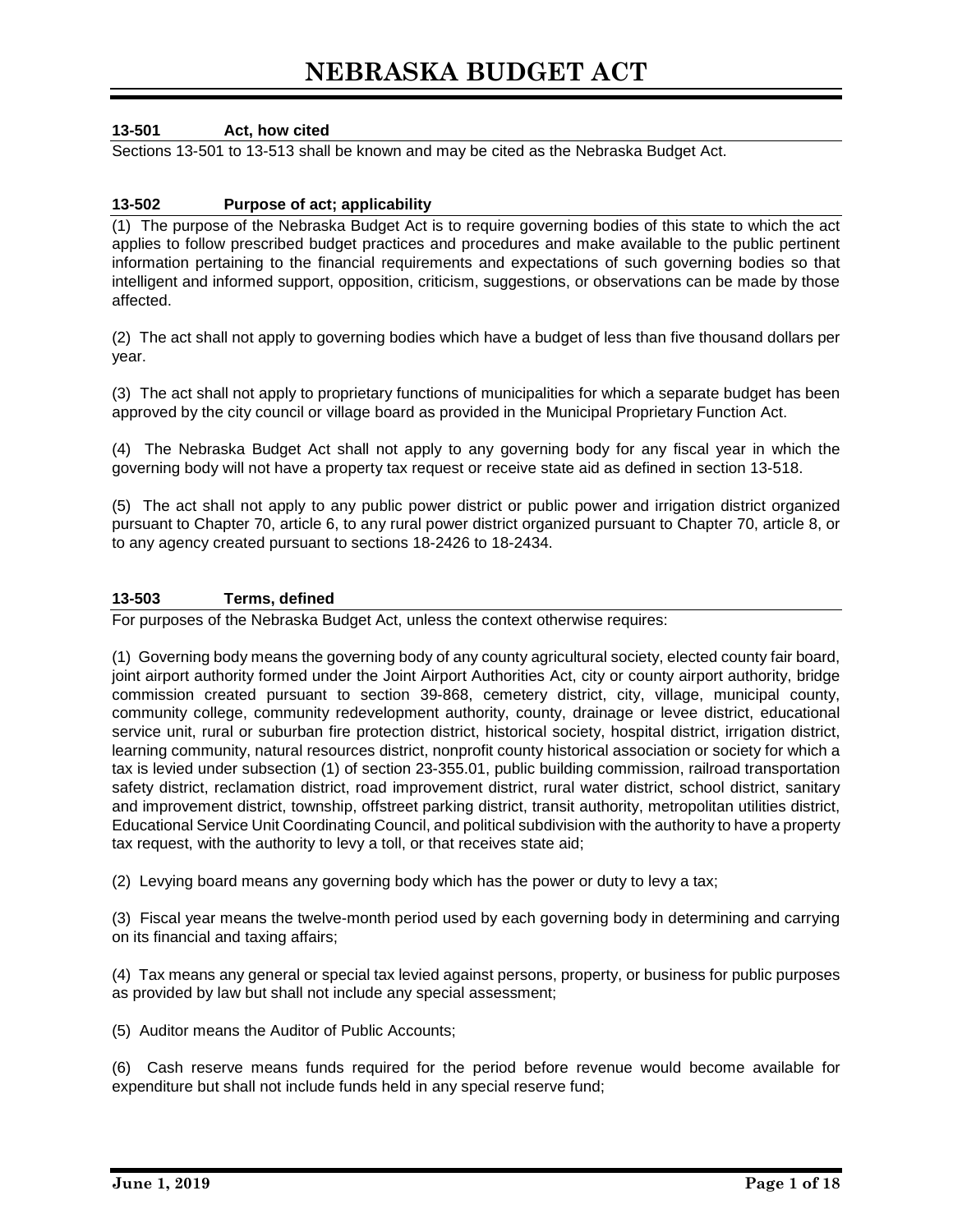# NEBRASKA BUDGET ACT

### 13-501 Act, how cited

Sections 13-501 to 13-513 shall be known and may be cited as the Nebraska Budget Act.

### 13-502 Purpose of act; applicability

(1) The purpose of the Nebraska Budget Act is to require governing bodies of this state to which the act applies to follow prescribed budget practices and procedures and make available to the public pertinent information pertaining to the financial requirements and expectations of such governing bodies so that intelligent and informed support, opposition, criticism, suggestions, or observations can be made by those affected.

(2) The act shall not apply to governing bodies which have a budget of less than five thousand dollars per year.

(3) The act shall not apply to proprietary functions of municipalities for which a separate budget has been approved by the city council or village board as provided in the Municipal Proprietary Function Act.

(4) The Nebraska Budget Act shall not apply to any governing body for any fiscal year in which the governing body will not have a property tax request or receive state aid as defined in section 13-518.

(5) The act shall not apply to any public power district or public power and irrigation district organized pursuant to Chapter 70, article 6, to any rural power district organized pursuant to Chapter 70, article 8, or to any agency created pursuant to sections 18-2426 to 18-2434.

### 13-503 Terms, defined

For purposes of the Nebraska Budget Act, unless the context otherwise requires:

(1) Governing body means the governing body of any county agricultural society, elected county fair board, joint airport authority formed under the Joint Airport Authorities Act, city or county airport authority, bridge commission created pursuant to section 39-868, cemetery district, city, village, municipal county, community college, community redevelopment authority, county, drainage or levee district, educational service unit, rural or suburban fire protection district, historical society, hospital district, irrigation district, learning community, natural resources district, nonprofit county historical association or society for which a tax is levied under subsection (1) of section 23-355.01, public building commission, railroad transportation safety district, reclamation district, road improvement district, rural water district, school district, sanitary and improvement district, township, offstreet parking district, transit authority, metropolitan utilities district, Educational Service Unit Coordinating Council, and political subdivision with the authority to have a property tax request, with the authority to levy a toll, or that receives state aid;

(2) Levying board means any governing body which has the power or duty to levy a tax;

(3) Fiscal year means the twelve-month period used by each governing body in determining and carrying on its financial and taxing affairs;

(4) Tax means any general or special tax levied against persons, property, or business for public purposes as provided by law but shall not include any special assessment;

(5) Auditor means the Auditor of Public Accounts;

(6) Cash reserve means funds required for the period before revenue would become available for expenditure but shall not include funds held in any special reserve fund;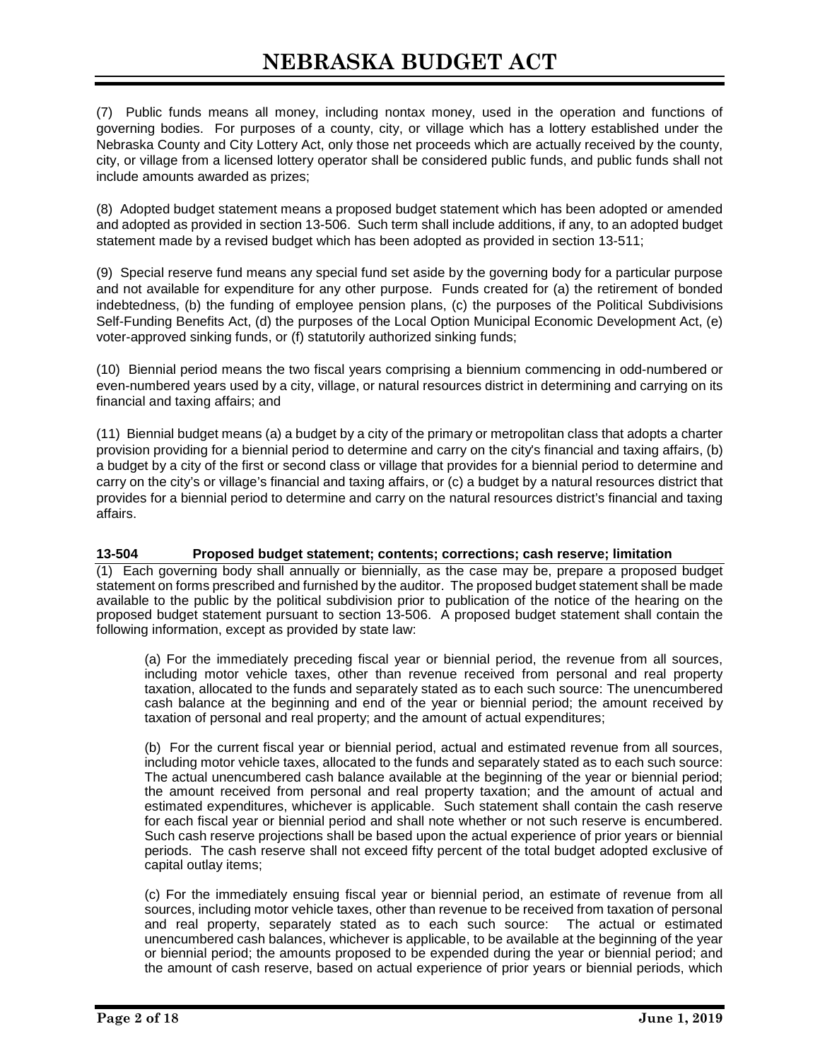(7) Public funds means all money, including nontax money, used in the operation and functions of governing bodies. For purposes of a county, city, or village which has a lottery established under the Nebraska County and City Lottery Act, only those net proceeds which are actually received by the county, city, or village from a licensed lottery operator shall be considered public funds, and public funds shall not include amounts awarded as prizes;

(8) Adopted budget statement means a proposed budget statement which has been adopted or amended and adopted as provided in section 13-506. Such term shall include additions, if any, to an adopted budget statement made by a revised budget which has been adopted as provided in section 13-511;

(9) Special reserve fund means any special fund set aside by the governing body for a particular purpose and not available for expenditure for any other purpose. Funds created for (a) the retirement of bonded indebtedness, (b) the funding of employee pension plans, (c) the purposes of the Political Subdivisions Self-Funding Benefits Act, (d) the purposes of the Local Option Municipal Economic Development Act, (e) voter-approved sinking funds, or (f) statutorily authorized sinking funds;

(10) Biennial period means the two fiscal years comprising a biennium commencing in odd-numbered or even-numbered years used by a city, village, or natural resources district in determining and carrying on its financial and taxing affairs; and

(11) Biennial budget means (a) a budget by a city of the primary or metropolitan class that adopts a charter provision providing for a biennial period to determine and carry on the city's financial and taxing affairs, (b) a budget by a city of the first or second class or village that provides for a biennial period to determine and carry on the city's or village's financial and taxing affairs, or (c) a budget by a natural resources district that provides for a biennial period to determine and carry on the natural resources district's financial and taxing affairs.

### 13-504 Proposed budget statement; contents; corrections; cash reserve; limitation

(1) Each governing body shall annually or biennially, as the case may be, prepare a proposed budget statement on forms prescribed and furnished by the auditor. The proposed budget statement shall be made available to the public by the political subdivision prior to publication of the notice of the hearing on the proposed budget statement pursuant to section 13-506. A proposed budget statement shall contain the following information, except as provided by state law:

> (a) For the immediately preceding fiscal year or biennial period, the revenue from all sources, including motor vehicle taxes, other than revenue received from personal and real property taxation, allocated to the funds and separately stated as to each such source: The unencumbered cash balance at the beginning and end of the year or biennial period; the amount received by taxation of personal and real property; and the amount of actual expenditures;
>
> (b) For the current fiscal year or biennial period, actual and estimated revenue from all sources, including motor vehicle taxes, allocated to the funds and separately stated as to each such source: The actual unencumbered cash balance available at the beginning of the year or biennial period; the amount received from personal and real property taxation; and the amount of actual and estimated expenditures, whichever is applicable. Such statement shall contain the cash reserve for each fiscal year or biennial period and shall note whether or not such reserve is encumbered. Such cash reserve projections shall be based upon the actual experience of prior years or biennial periods. The cash reserve shall not exceed fifty percent of the total budget adopted exclusive of capital outlay items;
>
> (c) For the immediately ensuing fiscal year or biennial period, an estimate of revenue from all sources, including motor vehicle taxes, other than revenue to be received from taxation of personal and real property, separately stated as to each such source: The actual or estimated unencumbered cash balances, whichever is applicable, to be available at the beginning of the year or biennial period; the amounts proposed to be expended during the year or biennial period; and the amount of cash reserve, based on actual experience of prior years or biennial periods, which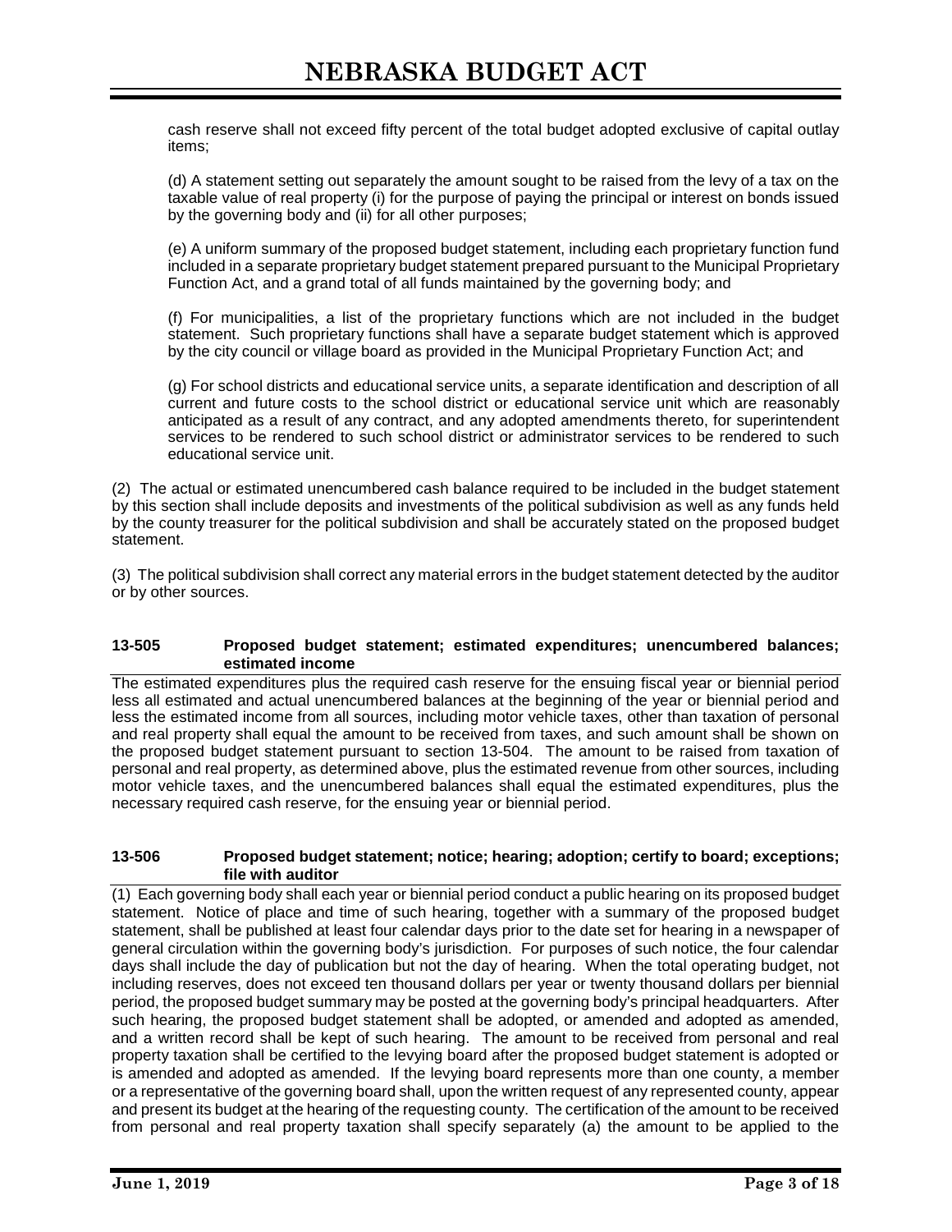cash reserve shall not exceed fifty percent of the total budget adopted exclusive of capital outlay items;

(d) A statement setting out separately the amount sought to be raised from the levy of a tax on the taxable value of real property (i) for the purpose of paying the principal or interest on bonds issued by the governing body and (ii) for all other purposes;

(e) A uniform summary of the proposed budget statement, including each proprietary function fund included in a separate proprietary budget statement prepared pursuant to the Municipal Proprietary Function Act, and a grand total of all funds maintained by the governing body; and

(f) For municipalities, a list of the proprietary functions which are not included in the budget statement. Such proprietary functions shall have a separate budget statement which is approved by the city council or village board as provided in the Municipal Proprietary Function Act; and

(g) For school districts and educational service units, a separate identification and description of all current and future costs to the school district or educational service unit which are reasonably anticipated as a result of any contract, and any adopted amendments thereto, for superintendent services to be rendered to such school district or administrator services to be rendered to such educational service unit.

(2) The actual or estimated unencumbered cash balance required to be included in the budget statement by this section shall include deposits and investments of the political subdivision as well as any funds held by the county treasurer for the political subdivision and shall be accurately stated on the proposed budget statement.

(3) The political subdivision shall correct any material errors in the budget statement detected by the auditor or by other sources.

### 13-505 Proposed budget statement; estimated expenditures; unencumbered balances; estimated income

The estimated expenditures plus the required cash reserve for the ensuing fiscal year or biennial period less all estimated and actual unencumbered balances at the beginning of the year or biennial period and less the estimated income from all sources, including motor vehicle taxes, other than taxation of personal and real property shall equal the amount to be received from taxes, and such amount shall be shown on the proposed budget statement pursuant to section 13-504. The amount to be raised from taxation of personal and real property, as determined above, plus the estimated revenue from other sources, including motor vehicle taxes, and the unencumbered balances shall equal the estimated expenditures, plus the necessary required cash reserve, for the ensuing year or biennial period.

### 13-506 Proposed budget statement; notice; hearing; adoption; certify to board; exceptions; file with auditor

(1) Each governing body shall each year or biennial period conduct a public hearing on its proposed budget statement. Notice of place and time of such hearing, together with a summary of the proposed budget statement, shall be published at least four calendar days prior to the date set for hearing in a newspaper of general circulation within the governing body's jurisdiction. For purposes of such notice, the four calendar days shall include the day of publication but not the day of hearing. When the total operating budget, not including reserves, does not exceed ten thousand dollars per year or twenty thousand dollars per biennial period, the proposed budget summary may be posted at the governing body's principal headquarters. After such hearing, the proposed budget statement shall be adopted, or amended and adopted as amended, and a written record shall be kept of such hearing. The amount to be received from personal and real property taxation shall be certified to the levying board after the proposed budget statement is adopted or is amended and adopted as amended. If the levying board represents more than one county, a member or a representative of the governing board shall, upon the written request of any represented county, appear and present its budget at the hearing of the requesting county. The certification of the amount to be received from personal and real property taxation shall specify separately (a) the amount to be applied to the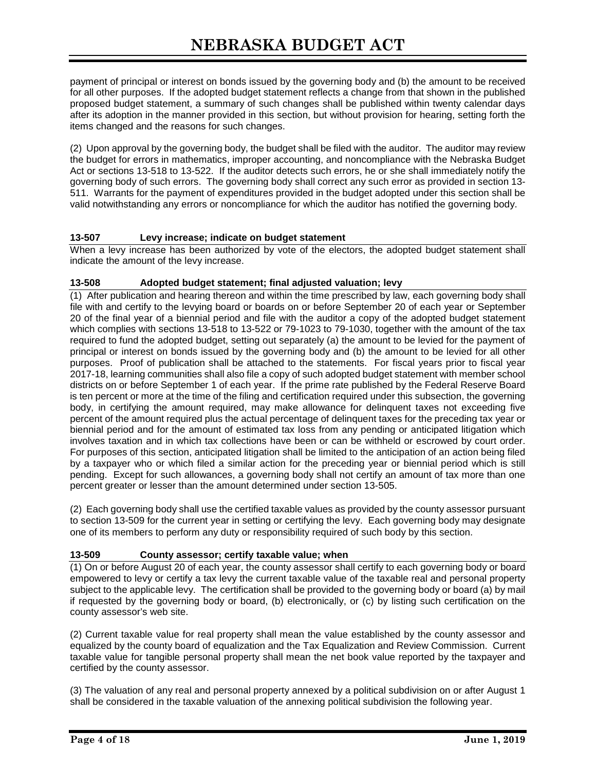payment of principal or interest on bonds issued by the governing body and (b) the amount to be received for all other purposes. If the adopted budget statement reflects a change from that shown in the published proposed budget statement, a summary of such changes shall be published within twenty calendar days after its adoption in the manner provided in this section, but without provision for hearing, setting forth the items changed and the reasons for such changes.

(2) Upon approval by the governing body, the budget shall be filed with the auditor. The auditor may review the budget for errors in mathematics, improper accounting, and noncompliance with the Nebraska Budget Act or sections 13-518 to 13-522. If the auditor detects such errors, he or she shall immediately notify the governing body of such errors. The governing body shall correct any such error as provided in section 13-511. Warrants for the payment of expenditures provided in the budget adopted under this section shall be valid notwithstanding any errors or noncompliance for which the auditor has notified the governing body.

### 13-507 Levy increase; indicate on budget statement

When a levy increase has been authorized by vote of the electors, the adopted budget statement shall indicate the amount of the levy increase.

### 13-508 Adopted budget statement; final adjusted valuation; levy

(1) After publication and hearing thereon and within the time prescribed by law, each governing body shall file with and certify to the levying board or boards on or before September 20 of each year or September 20 of the final year of a biennial period and file with the auditor a copy of the adopted budget statement which complies with sections 13-518 to 13-522 or 79-1023 to 79-1030, together with the amount of the tax required to fund the adopted budget, setting out separately (a) the amount to be levied for the payment of principal or interest on bonds issued by the governing body and (b) the amount to be levied for all other purposes. Proof of publication shall be attached to the statements. For fiscal years prior to fiscal year 2017-18, learning communities shall also file a copy of such adopted budget statement with member school districts on or before September 1 of each year. If the prime rate published by the Federal Reserve Board is ten percent or more at the time of the filing and certification required under this subsection, the governing body, in certifying the amount required, may make allowance for delinquent taxes not exceeding five percent of the amount required plus the actual percentage of delinquent taxes for the preceding tax year or biennial period and for the amount of estimated tax loss from any pending or anticipated litigation which involves taxation and in which tax collections have been or can be withheld or escrowed by court order. For purposes of this section, anticipated litigation shall be limited to the anticipation of an action being filed by a taxpayer who or which filed a similar action for the preceding year or biennial period which is still pending. Except for such allowances, a governing body shall not certify an amount of tax more than one percent greater or lesser than the amount determined under section 13-505.

(2) Each governing body shall use the certified taxable values as provided by the county assessor pursuant to section 13-509 for the current year in setting or certifying the levy. Each governing body may designate one of its members to perform any duty or responsibility required of such body by this section.

### 13-509 County assessor; certify taxable value; when

(1) On or before August 20 of each year, the county assessor shall certify to each governing body or board empowered to levy or certify a tax levy the current taxable value of the taxable real and personal property subject to the applicable levy. The certification shall be provided to the governing body or board (a) by mail if requested by the governing body or board, (b) electronically, or (c) by listing such certification on the county assessor's web site.

(2) Current taxable value for real property shall mean the value established by the county assessor and equalized by the county board of equalization and the Tax Equalization and Review Commission. Current taxable value for tangible personal property shall mean the net book value reported by the taxpayer and certified by the county assessor.

(3) The valuation of any real and personal property annexed by a political subdivision on or after August 1 shall be considered in the taxable valuation of the annexing political subdivision the following year.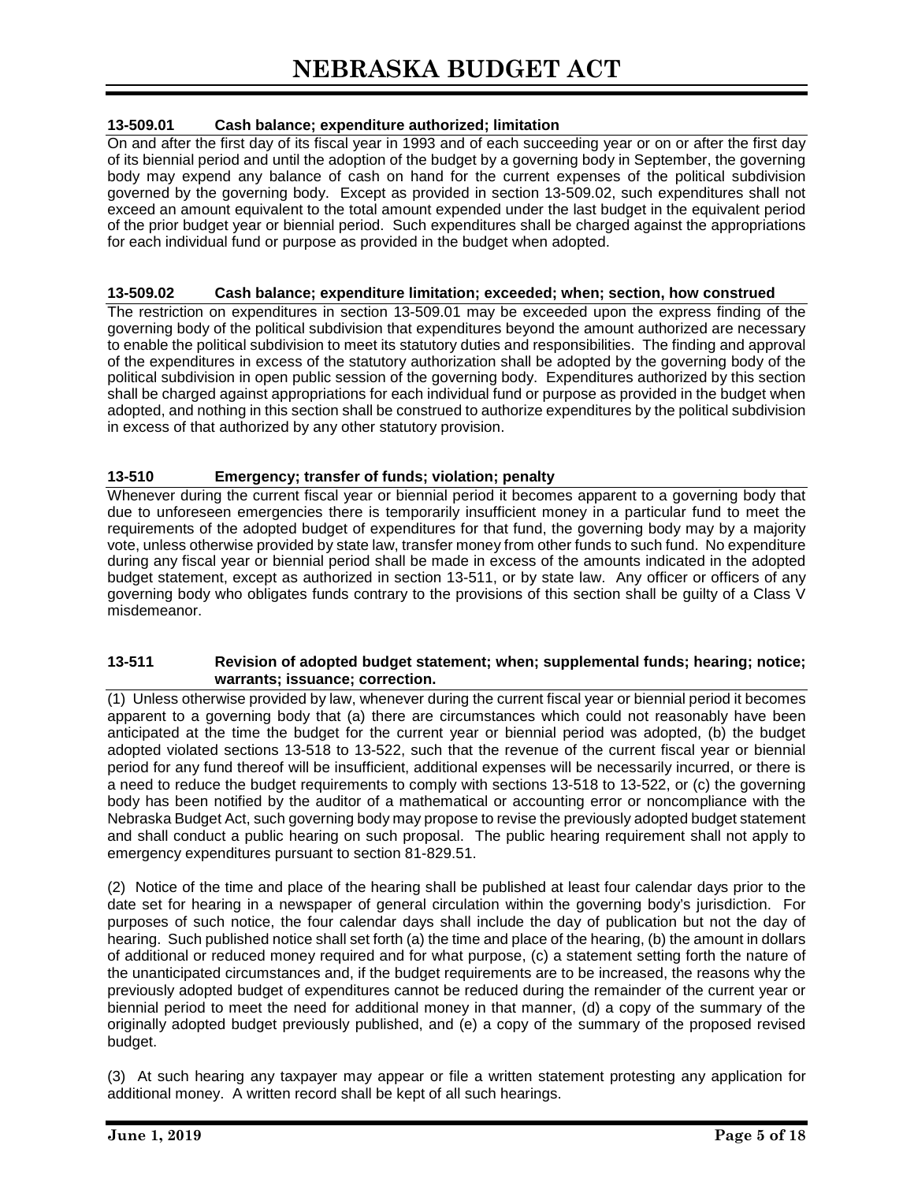### 13-509.01 Cash balance; expenditure authorized; limitation

On and after the first day of its fiscal year in 1993 and of each succeeding year or on or after the first day of its biennial period and until the adoption of the budget by a governing body in September, the governing body may expend any balance of cash on hand for the current expenses of the political subdivision governed by the governing body. Except as provided in section 13-509.02, such expenditures shall not exceed an amount equivalent to the total amount expended under the last budget in the equivalent period of the prior budget year or biennial period. Such expenditures shall be charged against the appropriations for each individual fund or purpose as provided in the budget when adopted.

### 13-509.02 Cash balance; expenditure limitation; exceeded; when; section, how construed

The restriction on expenditures in section 13-509.01 may be exceeded upon the express finding of the governing body of the political subdivision that expenditures beyond the amount authorized are necessary to enable the political subdivision to meet its statutory duties and responsibilities. The finding and approval of the expenditures in excess of the statutory authorization shall be adopted by the governing body of the political subdivision in open public session of the governing body. Expenditures authorized by this section shall be charged against appropriations for each individual fund or purpose as provided in the budget when adopted, and nothing in this section shall be construed to authorize expenditures by the political subdivision in excess of that authorized by any other statutory provision.

### 13-510 Emergency; transfer of funds; violation; penalty

Whenever during the current fiscal year or biennial period it becomes apparent to a governing body that due to unforeseen emergencies there is temporarily insufficient money in a particular fund to meet the requirements of the adopted budget of expenditures for that fund, the governing body may by a majority vote, unless otherwise provided by state law, transfer money from other funds to such fund. No expenditure during any fiscal year or biennial period shall be made in excess of the amounts indicated in the adopted budget statement, except as authorized in section 13-511, or by state law. Any officer or officers of any governing body who obligates funds contrary to the provisions of this section shall be guilty of a Class V misdemeanor.

### 13-511 Revision of adopted budget statement; when; supplemental funds; hearing; notice; warrants; issuance; correction.

(1) Unless otherwise provided by law, whenever during the current fiscal year or biennial period it becomes apparent to a governing body that (a) there are circumstances which could not reasonably have been anticipated at the time the budget for the current year or biennial period was adopted, (b) the budget adopted violated sections 13-518 to 13-522, such that the revenue of the current fiscal year or biennial period for any fund thereof will be insufficient, additional expenses will be necessarily incurred, or there is a need to reduce the budget requirements to comply with sections 13-518 to 13-522, or (c) the governing body has been notified by the auditor of a mathematical or accounting error or noncompliance with the Nebraska Budget Act, such governing body may propose to revise the previously adopted budget statement and shall conduct a public hearing on such proposal. The public hearing requirement shall not apply to emergency expenditures pursuant to section 81-829.51.

(2) Notice of the time and place of the hearing shall be published at least four calendar days prior to the date set for hearing in a newspaper of general circulation within the governing body's jurisdiction. For purposes of such notice, the four calendar days shall include the day of publication but not the day of hearing. Such published notice shall set forth (a) the time and place of the hearing, (b) the amount in dollars of additional or reduced money required and for what purpose, (c) a statement setting forth the nature of the unanticipated circumstances and, if the budget requirements are to be increased, the reasons why the previously adopted budget of expenditures cannot be reduced during the remainder of the current year or biennial period to meet the need for additional money in that manner, (d) a copy of the summary of the originally adopted budget previously published, and (e) a copy of the summary of the proposed revised budget.

(3) At such hearing any taxpayer may appear or file a written statement protesting any application for additional money. A written record shall be kept of all such hearings.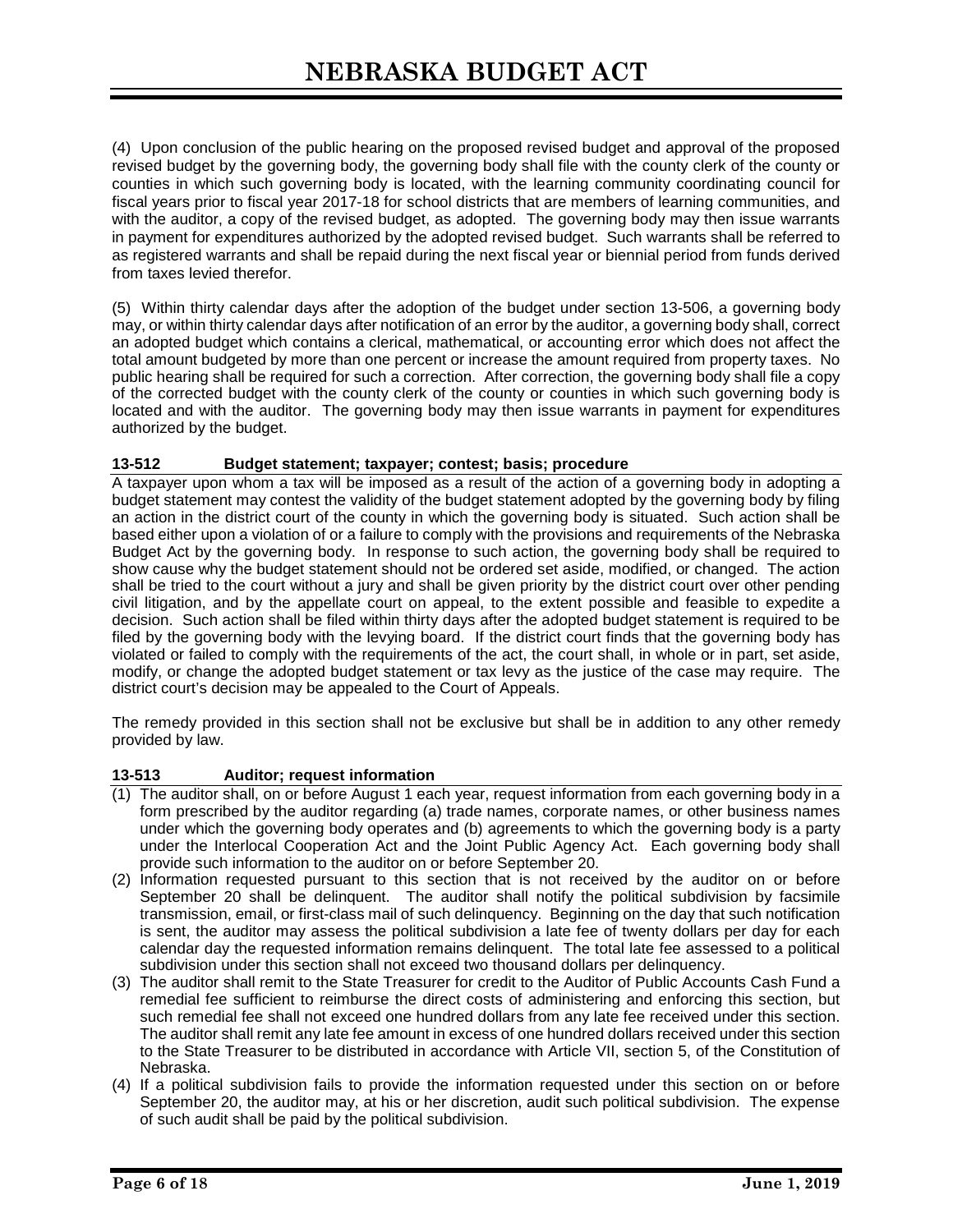(4) Upon conclusion of the public hearing on the proposed revised budget and approval of the proposed revised budget by the governing body, the governing body shall file with the county clerk of the county or counties in which such governing body is located, with the learning community coordinating council for fiscal years prior to fiscal year 2017-18 for school districts that are members of learning communities, and with the auditor, a copy of the revised budget, as adopted. The governing body may then issue warrants in payment for expenditures authorized by the adopted revised budget. Such warrants shall be referred to as registered warrants and shall be repaid during the next fiscal year or biennial period from funds derived from taxes levied therefor.

(5) Within thirty calendar days after the adoption of the budget under section 13-506, a governing body may, or within thirty calendar days after notification of an error by the auditor, a governing body shall, correct an adopted budget which contains a clerical, mathematical, or accounting error which does not affect the total amount budgeted by more than one percent or increase the amount required from property taxes. No public hearing shall be required for such a correction. After correction, the governing body shall file a copy of the corrected budget with the county clerk of the county or counties in which such governing body is located and with the auditor. The governing body may then issue warrants in payment for expenditures authorized by the budget.

### 13-512 Budget statement; taxpayer; contest; basis; procedure

A taxpayer upon whom a tax will be imposed as a result of the action of a governing body in adopting a budget statement may contest the validity of the budget statement adopted by the governing body by filing an action in the district court of the county in which the governing body is situated. Such action shall be based either upon a violation of or a failure to comply with the provisions and requirements of the Nebraska Budget Act by the governing body. In response to such action, the governing body shall be required to show cause why the budget statement should not be ordered set aside, modified, or changed. The action shall be tried to the court without a jury and shall be given priority by the district court over other pending civil litigation, and by the appellate court on appeal, to the extent possible and feasible to expedite a decision. Such action shall be filed within thirty days after the adopted budget statement is required to be filed by the governing body with the levying board. If the district court finds that the governing body has violated or failed to comply with the requirements of the act, the court shall, in whole or in part, set aside, modify, or change the adopted budget statement or tax levy as the justice of the case may require. The district court's decision may be appealed to the Court of Appeals.

The remedy provided in this section shall not be exclusive but shall be in addition to any other remedy provided by law.

### 13-513 Auditor; request information

(1) The auditor shall, on or before August 1 each year, request information from each governing body in a form prescribed by the auditor regarding (a) trade names, corporate names, or other business names under which the governing body operates and (b) agreements to which the governing body is a party under the Interlocal Cooperation Act and the Joint Public Agency Act. Each governing body shall provide such information to the auditor on or before September 20.

(2) Information requested pursuant to this section that is not received by the auditor on or before September 20 shall be delinquent. The auditor shall notify the political subdivision by facsimile transmission, email, or first-class mail of such delinquency. Beginning on the day that such notification is sent, the auditor may assess the political subdivision a late fee of twenty dollars per day for each calendar day the requested information remains delinquent. The total late fee assessed to a political subdivision under this section shall not exceed two thousand dollars per delinquency.

(3) The auditor shall remit to the State Treasurer for credit to the Auditor of Public Accounts Cash Fund a remedial fee sufficient to reimburse the direct costs of administering and enforcing this section, but such remedial fee shall not exceed one hundred dollars from any late fee received under this section. The auditor shall remit any late fee amount in excess of one hundred dollars received under this section to the State Treasurer to be distributed in accordance with Article VII, section 5, of the Constitution of Nebraska.

(4) If a political subdivision fails to provide the information requested under this section on or before September 20, the auditor may, at his or her discretion, audit such political subdivision. The expense of such audit shall be paid by the political subdivision.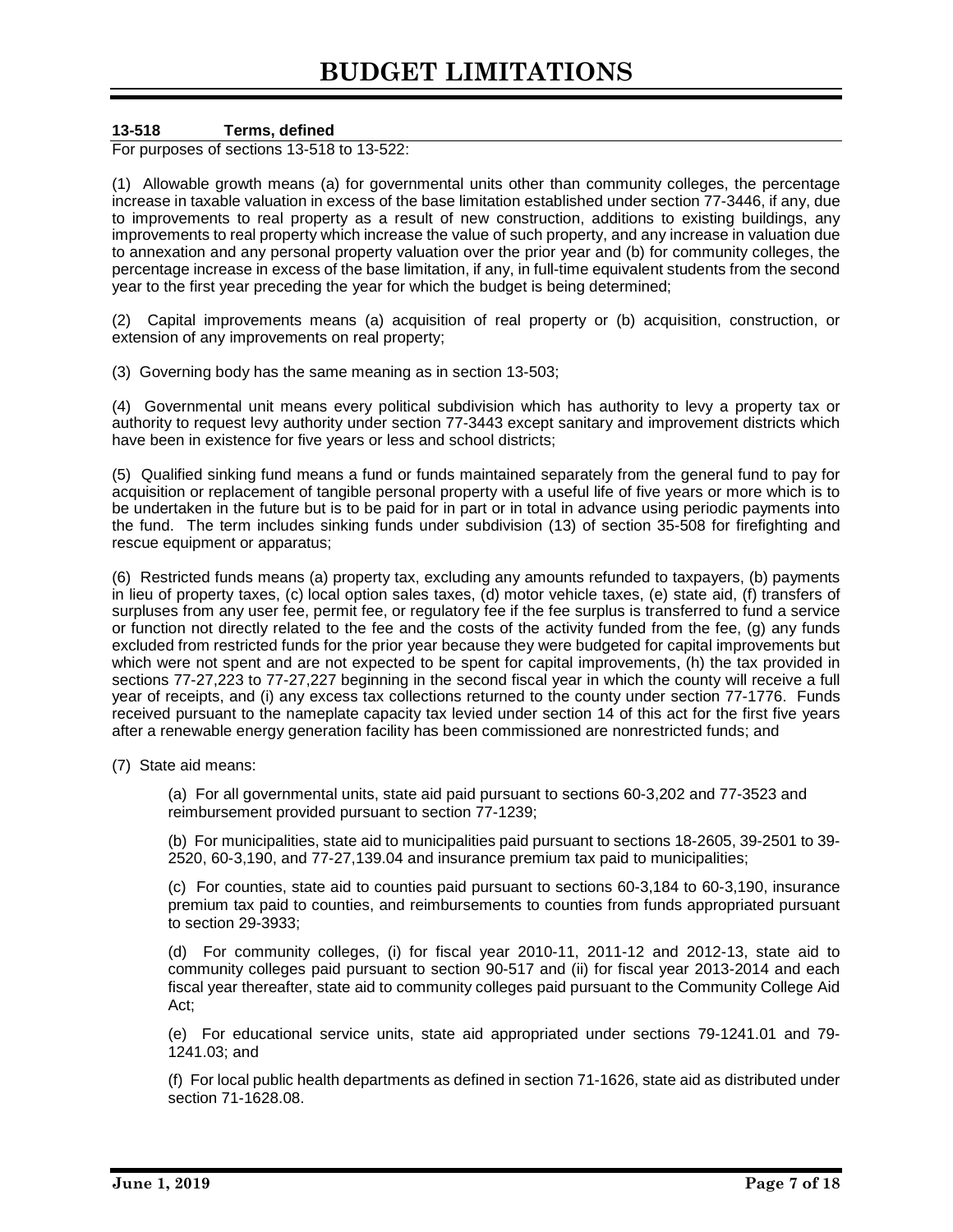# BUDGET LIMITATIONS

**13-518 Terms, defined**

For purposes of sections 13-518 to 13-522:

(1) Allowable growth means (a) for governmental units other than community colleges, the percentage increase in taxable valuation in excess of the base limitation established under section 77-3446, if any, due to improvements to real property as a result of new construction, additions to existing buildings, any improvements to real property which increase the value of such property, and any increase in valuation due to annexation and any personal property valuation over the prior year and (b) for community colleges, the percentage increase in excess of the base limitation, if any, in full-time equivalent students from the second year to the first year preceding the year for which the budget is being determined;

(2) Capital improvements means (a) acquisition of real property or (b) acquisition, construction, or extension of any improvements on real property;

(3) Governing body has the same meaning as in section 13-503;

(4) Governmental unit means every political subdivision which has authority to levy a property tax or authority to request levy authority under section 77-3443 except sanitary and improvement districts which have been in existence for five years or less and school districts;

(5) Qualified sinking fund means a fund or funds maintained separately from the general fund to pay for acquisition or replacement of tangible personal property with a useful life of five years or more which is to be undertaken in the future but is to be paid for in part or in total in advance using periodic payments into the fund. The term includes sinking funds under subdivision (13) of section 35-508 for firefighting and rescue equipment or apparatus;

(6) Restricted funds means (a) property tax, excluding any amounts refunded to taxpayers, (b) payments in lieu of property taxes, (c) local option sales taxes, (d) motor vehicle taxes, (e) state aid, (f) transfers of surpluses from any user fee, permit fee, or regulatory fee if the fee surplus is transferred to fund a service or function not directly related to the fee and the costs of the activity funded from the fee, (g) any funds excluded from restricted funds for the prior year because they were budgeted for capital improvements but which were not spent and are not expected to be spent for capital improvements, (h) the tax provided in sections 77-27,223 to 77-27,227 beginning in the second fiscal year in which the county will receive a full year of receipts, and (i) any excess tax collections returned to the county under section 77-1776. Funds received pursuant to the nameplate capacity tax levied under section 14 of this act for the first five years after a renewable energy generation facility has been commissioned are nonrestricted funds; and

(7) State aid means:

> (a) For all governmental units, state aid paid pursuant to sections 60-3,202 and 77-3523 and reimbursement provided pursuant to section 77-1239;
>
> (b) For municipalities, state aid to municipalities paid pursuant to sections 18-2605, 39-2501 to 39-2520, 60-3,190, and 77-27,139.04 and insurance premium tax paid to municipalities;
>
> (c) For counties, state aid to counties paid pursuant to sections 60-3,184 to 60-3,190, insurance premium tax paid to counties, and reimbursements to counties from funds appropriated pursuant to section 29-3933;
>
> (d) For community colleges, (i) for fiscal year 2010-11, 2011-12 and 2012-13, state aid to community colleges paid pursuant to section 90-517 and (ii) for fiscal year 2013-2014 and each fiscal year thereafter, state aid to community colleges paid pursuant to the Community College Aid Act;
>
> (e) For educational service units, state aid appropriated under sections 79-1241.01 and 79-1241.03; and
>
> (f) For local public health departments as defined in section 71-1626, state aid as distributed under section 71-1628.08.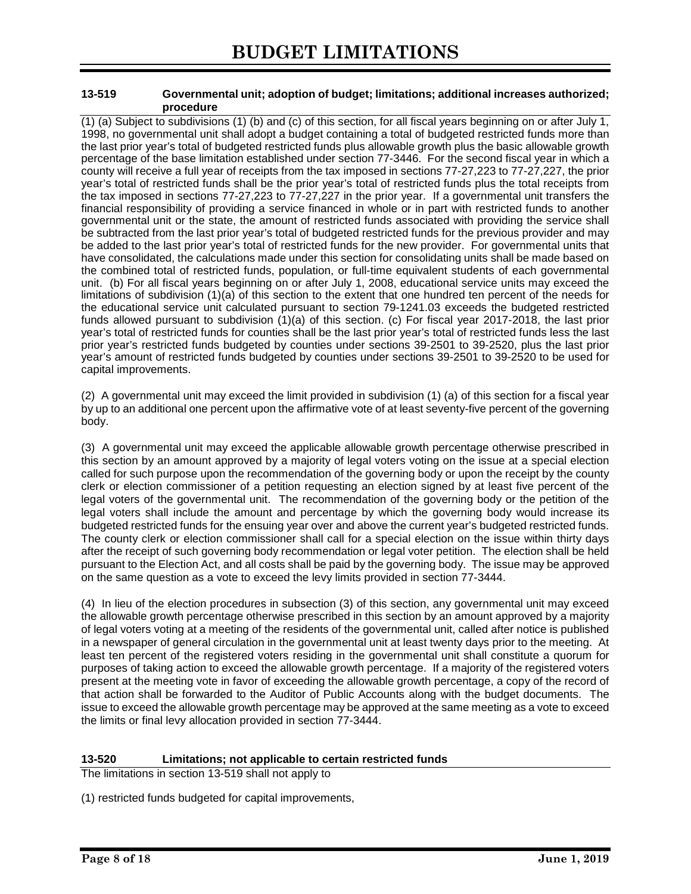# BUDGET LIMITATIONS

### 13-519 Governmental unit; adoption of budget; limitations; additional increases authorized; procedure

(1) (a) Subject to subdivisions (1) (b) and (c) of this section, for all fiscal years beginning on or after July 1, 1998, no governmental unit shall adopt a budget containing a total of budgeted restricted funds more than the last prior year's total of budgeted restricted funds plus allowable growth plus the basic allowable growth percentage of the base limitation established under section 77-3446. For the second fiscal year in which a county will receive a full year of receipts from the tax imposed in sections 77-27,223 to 77-27,227, the prior year's total of restricted funds shall be the prior year's total of restricted funds plus the total receipts from the tax imposed in sections 77-27,223 to 77-27,227 in the prior year. If a governmental unit transfers the financial responsibility of providing a service financed in whole or in part with restricted funds to another governmental unit or the state, the amount of restricted funds associated with providing the service shall be subtracted from the last prior year's total of budgeted restricted funds for the previous provider and may be added to the last prior year's total of restricted funds for the new provider. For governmental units that have consolidated, the calculations made under this section for consolidating units shall be made based on the combined total of restricted funds, population, or full-time equivalent students of each governmental unit. (b) For all fiscal years beginning on or after July 1, 2008, educational service units may exceed the limitations of subdivision (1)(a) of this section to the extent that one hundred ten percent of the needs for the educational service unit calculated pursuant to section 79-1241.03 exceeds the budgeted restricted funds allowed pursuant to subdivision (1)(a) of this section. (c) For fiscal year 2017-2018, the last prior year's total of restricted funds for counties shall be the last prior year's total of restricted funds less the last prior year's restricted funds budgeted by counties under sections 39-2501 to 39-2520, plus the last prior year's amount of restricted funds budgeted by counties under sections 39-2501 to 39-2520 to be used for capital improvements.

(2) A governmental unit may exceed the limit provided in subdivision (1) (a) of this section for a fiscal year by up to an additional one percent upon the affirmative vote of at least seventy-five percent of the governing body.

(3) A governmental unit may exceed the applicable allowable growth percentage otherwise prescribed in this section by an amount approved by a majority of legal voters voting on the issue at a special election called for such purpose upon the recommendation of the governing body or upon the receipt by the county clerk or election commissioner of a petition requesting an election signed by at least five percent of the legal voters of the governmental unit. The recommendation of the governing body or the petition of the legal voters shall include the amount and percentage by which the governing body would increase its budgeted restricted funds for the ensuing year over and above the current year's budgeted restricted funds. The county clerk or election commissioner shall call for a special election on the issue within thirty days after the receipt of such governing body recommendation or legal voter petition. The election shall be held pursuant to the Election Act, and all costs shall be paid by the governing body. The issue may be approved on the same question as a vote to exceed the levy limits provided in section 77-3444.

(4) In lieu of the election procedures in subsection (3) of this section, any governmental unit may exceed the allowable growth percentage otherwise prescribed in this section by an amount approved by a majority of legal voters voting at a meeting of the residents of the governmental unit, called after notice is published in a newspaper of general circulation in the governmental unit at least twenty days prior to the meeting. At least ten percent of the registered voters residing in the governmental unit shall constitute a quorum for purposes of taking action to exceed the allowable growth percentage. If a majority of the registered voters present at the meeting vote in favor of exceeding the allowable growth percentage, a copy of the record of that action shall be forwarded to the Auditor of Public Accounts along with the budget documents. The issue to exceed the allowable growth percentage may be approved at the same meeting as a vote to exceed the limits or final levy allocation provided in section 77-3444.

### 13-520 Limitations; not applicable to certain restricted funds

The limitations in section 13-519 shall not apply to

(1) restricted funds budgeted for capital improvements,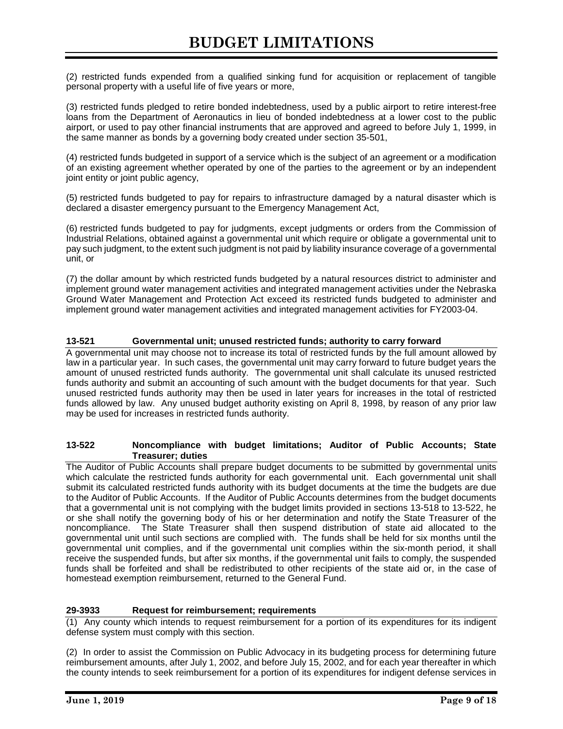(2) restricted funds expended from a qualified sinking fund for acquisition or replacement of tangible personal property with a useful life of five years or more,

(3) restricted funds pledged to retire bonded indebtedness, used by a public airport to retire interest-free loans from the Department of Aeronautics in lieu of bonded indebtedness at a lower cost to the public airport, or used to pay other financial instruments that are approved and agreed to before July 1, 1999, in the same manner as bonds by a governing body created under section 35-501,

(4) restricted funds budgeted in support of a service which is the subject of an agreement or a modification of an existing agreement whether operated by one of the parties to the agreement or by an independent joint entity or joint public agency,

(5) restricted funds budgeted to pay for repairs to infrastructure damaged by a natural disaster which is declared a disaster emergency pursuant to the Emergency Management Act,

(6) restricted funds budgeted to pay for judgments, except judgments or orders from the Commission of Industrial Relations, obtained against a governmental unit which require or obligate a governmental unit to pay such judgment, to the extent such judgment is not paid by liability insurance coverage of a governmental unit, or

(7) the dollar amount by which restricted funds budgeted by a natural resources district to administer and implement ground water management activities and integrated management activities under the Nebraska Ground Water Management and Protection Act exceed its restricted funds budgeted to administer and implement ground water management activities and integrated management activities for FY2003-04.

### 13-521 Governmental unit; unused restricted funds; authority to carry forward

A governmental unit may choose not to increase its total of restricted funds by the full amount allowed by law in a particular year. In such cases, the governmental unit may carry forward to future budget years the amount of unused restricted funds authority. The governmental unit shall calculate its unused restricted funds authority and submit an accounting of such amount with the budget documents for that year. Such unused restricted funds authority may then be used in later years for increases in the total of restricted funds allowed by law. Any unused budget authority existing on April 8, 1998, by reason of any prior law may be used for increases in restricted funds authority.

### 13-522 Noncompliance with budget limitations; Auditor of Public Accounts; State Treasurer; duties

The Auditor of Public Accounts shall prepare budget documents to be submitted by governmental units which calculate the restricted funds authority for each governmental unit. Each governmental unit shall submit its calculated restricted funds authority with its budget documents at the time the budgets are due to the Auditor of Public Accounts. If the Auditor of Public Accounts determines from the budget documents that a governmental unit is not complying with the budget limits provided in sections 13-518 to 13-522, he or she shall notify the governing body of his or her determination and notify the State Treasurer of the noncompliance. The State Treasurer shall then suspend distribution of state aid allocated to the governmental unit until such sections are complied with. The funds shall be held for six months until the governmental unit complies, and if the governmental unit complies within the six-month period, it shall receive the suspended funds, but after six months, if the governmental unit fails to comply, the suspended funds shall be forfeited and shall be redistributed to other recipients of the state aid or, in the case of homestead exemption reimbursement, returned to the General Fund.

### 29-3933 Request for reimbursement; requirements

(1) Any county which intends to request reimbursement for a portion of its expenditures for its indigent defense system must comply with this section.

(2) In order to assist the Commission on Public Advocacy in its budgeting process for determining future reimbursement amounts, after July 1, 2002, and before July 15, 2002, and for each year thereafter in which the county intends to seek reimbursement for a portion of its expenditures for indigent defense services in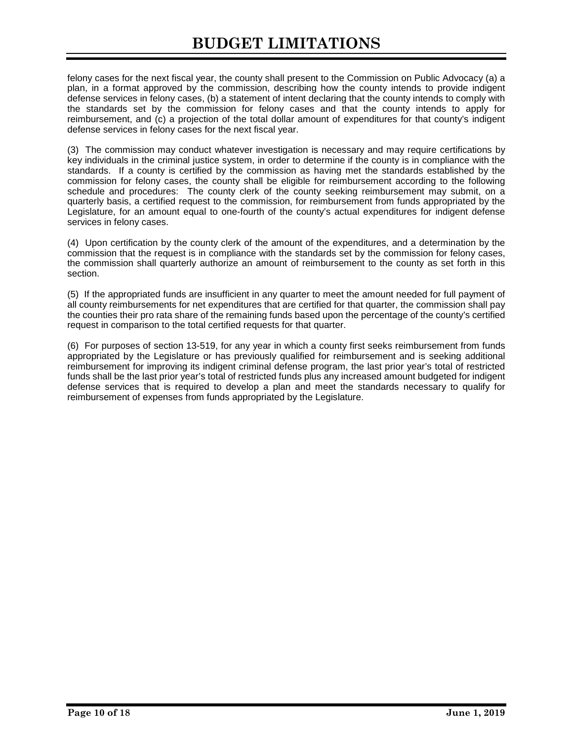felony cases for the next fiscal year, the county shall present to the Commission on Public Advocacy (a) a plan, in a format approved by the commission, describing how the county intends to provide indigent defense services in felony cases, (b) a statement of intent declaring that the county intends to comply with the standards set by the commission for felony cases and that the county intends to apply for reimbursement, and (c) a projection of the total dollar amount of expenditures for that county's indigent defense services in felony cases for the next fiscal year.

(3) The commission may conduct whatever investigation is necessary and may require certifications by key individuals in the criminal justice system, in order to determine if the county is in compliance with the standards. If a county is certified by the commission as having met the standards established by the commission for felony cases, the county shall be eligible for reimbursement according to the following schedule and procedures: The county clerk of the county seeking reimbursement may submit, on a quarterly basis, a certified request to the commission, for reimbursement from funds appropriated by the Legislature, for an amount equal to one-fourth of the county's actual expenditures for indigent defense services in felony cases.

(4) Upon certification by the county clerk of the amount of the expenditures, and a determination by the commission that the request is in compliance with the standards set by the commission for felony cases, the commission shall quarterly authorize an amount of reimbursement to the county as set forth in this section.

(5) If the appropriated funds are insufficient in any quarter to meet the amount needed for full payment of all county reimbursements for net expenditures that are certified for that quarter, the commission shall pay the counties their pro rata share of the remaining funds based upon the percentage of the county's certified request in comparison to the total certified requests for that quarter.

(6) For purposes of section 13-519, for any year in which a county first seeks reimbursement from funds appropriated by the Legislature or has previously qualified for reimbursement and is seeking additional reimbursement for improving its indigent criminal defense program, the last prior year's total of restricted funds shall be the last prior year's total of restricted funds plus any increased amount budgeted for indigent defense services that is required to develop a plan and meet the standards necessary to qualify for reimbursement of expenses from funds appropriated by the Legislature.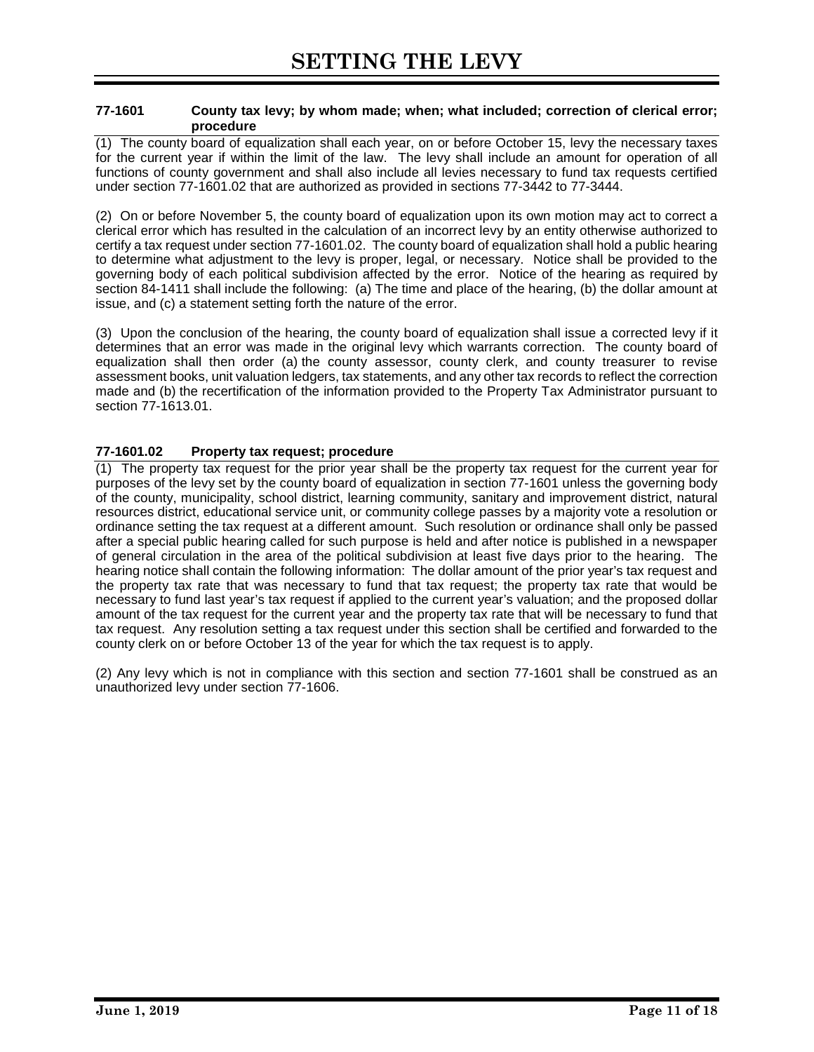# SETTING THE LEVY

### 77-1601 County tax levy; by whom made; when; what included; correction of clerical error; procedure

(1) The county board of equalization shall each year, on or before October 15, levy the necessary taxes for the current year if within the limit of the law. The levy shall include an amount for operation of all functions of county government and shall also include all levies necessary to fund tax requests certified under section 77-1601.02 that are authorized as provided in sections 77-3442 to 77-3444.

(2) On or before November 5, the county board of equalization upon its own motion may act to correct a clerical error which has resulted in the calculation of an incorrect levy by an entity otherwise authorized to certify a tax request under section 77-1601.02. The county board of equalization shall hold a public hearing to determine what adjustment to the levy is proper, legal, or necessary. Notice shall be provided to the governing body of each political subdivision affected by the error. Notice of the hearing as required by section 84-1411 shall include the following: (a) The time and place of the hearing, (b) the dollar amount at issue, and (c) a statement setting forth the nature of the error.

(3) Upon the conclusion of the hearing, the county board of equalization shall issue a corrected levy if it determines that an error was made in the original levy which warrants correction. The county board of equalization shall then order (a) the county assessor, county clerk, and county treasurer to revise assessment books, unit valuation ledgers, tax statements, and any other tax records to reflect the correction made and (b) the recertification of the information provided to the Property Tax Administrator pursuant to section 77-1613.01.

### 77-1601.02 Property tax request; procedure

(1) The property tax request for the prior year shall be the property tax request for the current year for purposes of the levy set by the county board of equalization in section 77-1601 unless the governing body of the county, municipality, school district, learning community, sanitary and improvement district, natural resources district, educational service unit, or community college passes by a majority vote a resolution or ordinance setting the tax request at a different amount. Such resolution or ordinance shall only be passed after a special public hearing called for such purpose is held and after notice is published in a newspaper of general circulation in the area of the political subdivision at least five days prior to the hearing. The hearing notice shall contain the following information: The dollar amount of the prior year's tax request and the property tax rate that was necessary to fund that tax request; the property tax rate that would be necessary to fund last year's tax request if applied to the current year's valuation; and the proposed dollar amount of the tax request for the current year and the property tax rate that will be necessary to fund that tax request. Any resolution setting a tax request under this section shall be certified and forwarded to the county clerk on or before October 13 of the year for which the tax request is to apply.

(2) Any levy which is not in compliance with this section and section 77-1601 shall be construed as an unauthorized levy under section 77-1606.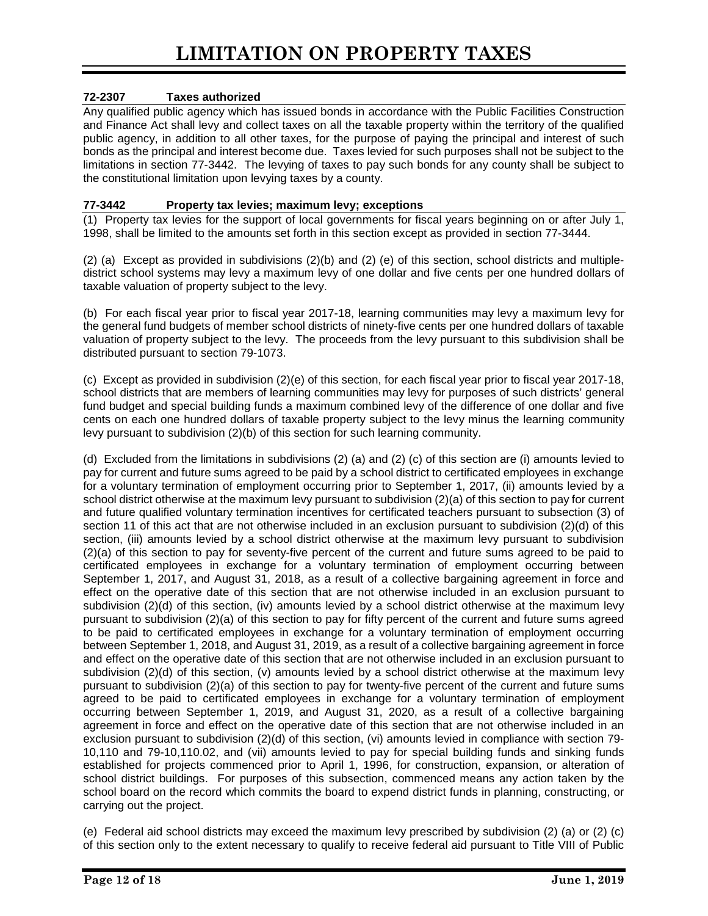# LIMITATION ON PROPERTY TAXES

### 72-2307 Taxes authorized

Any qualified public agency which has issued bonds in accordance with the Public Facilities Construction and Finance Act shall levy and collect taxes on all the taxable property within the territory of the qualified public agency, in addition to all other taxes, for the purpose of paying the principal and interest of such bonds as the principal and interest become due. Taxes levied for such purposes shall not be subject to the limitations in section 77-3442. The levying of taxes to pay such bonds for any county shall be subject to the constitutional limitation upon levying taxes by a county.

### 77-3442 Property tax levies; maximum levy; exceptions

(1) Property tax levies for the support of local governments for fiscal years beginning on or after July 1, 1998, shall be limited to the amounts set forth in this section except as provided in section 77-3444.

(2) (a) Except as provided in subdivisions (2)(b) and (2) (e) of this section, school districts and multiple-district school systems may levy a maximum levy of one dollar and five cents per one hundred dollars of taxable valuation of property subject to the levy.

(b) For each fiscal year prior to fiscal year 2017-18, learning communities may levy a maximum levy for the general fund budgets of member school districts of ninety-five cents per one hundred dollars of taxable valuation of property subject to the levy. The proceeds from the levy pursuant to this subdivision shall be distributed pursuant to section 79-1073.

(c) Except as provided in subdivision (2)(e) of this section, for each fiscal year prior to fiscal year 2017-18, school districts that are members of learning communities may levy for purposes of such districts' general fund budget and special building funds a maximum combined levy of the difference of one dollar and five cents on each one hundred dollars of taxable property subject to the levy minus the learning community levy pursuant to subdivision (2)(b) of this section for such learning community.

(d) Excluded from the limitations in subdivisions (2) (a) and (2) (c) of this section are (i) amounts levied to pay for current and future sums agreed to be paid by a school district to certificated employees in exchange for a voluntary termination of employment occurring prior to September 1, 2017, (ii) amounts levied by a school district otherwise at the maximum levy pursuant to subdivision (2)(a) of this section to pay for current and future qualified voluntary termination incentives for certificated teachers pursuant to subsection (3) of section 11 of this act that are not otherwise included in an exclusion pursuant to subdivision (2)(d) of this section, (iii) amounts levied by a school district otherwise at the maximum levy pursuant to subdivision (2)(a) of this section to pay for seventy-five percent of the current and future sums agreed to be paid to certificated employees in exchange for a voluntary termination of employment occurring between September 1, 2017, and August 31, 2018, as a result of a collective bargaining agreement in force and effect on the operative date of this section that are not otherwise included in an exclusion pursuant to subdivision (2)(d) of this section, (iv) amounts levied by a school district otherwise at the maximum levy pursuant to subdivision (2)(a) of this section to pay for fifty percent of the current and future sums agreed to be paid to certificated employees in exchange for a voluntary termination of employment occurring between September 1, 2018, and August 31, 2019, as a result of a collective bargaining agreement in force and effect on the operative date of this section that are not otherwise included in an exclusion pursuant to subdivision (2)(d) of this section, (v) amounts levied by a school district otherwise at the maximum levy pursuant to subdivision (2)(a) of this section to pay for twenty-five percent of the current and future sums agreed to be paid to certificated employees in exchange for a voluntary termination of employment occurring between September 1, 2019, and August 31, 2020, as a result of a collective bargaining agreement in force and effect on the operative date of this section that are not otherwise included in an exclusion pursuant to subdivision (2)(d) of this section, (vi) amounts levied in compliance with section 79-10,110 and 79-10,110.02, and (vii) amounts levied to pay for special building funds and sinking funds established for projects commenced prior to April 1, 1996, for construction, expansion, or alteration of school district buildings. For purposes of this subsection, commenced means any action taken by the school board on the record which commits the board to expend district funds in planning, constructing, or carrying out the project.

(e) Federal aid school districts may exceed the maximum levy prescribed by subdivision (2) (a) or (2) (c) of this section only to the extent necessary to qualify to receive federal aid pursuant to Title VIII of Public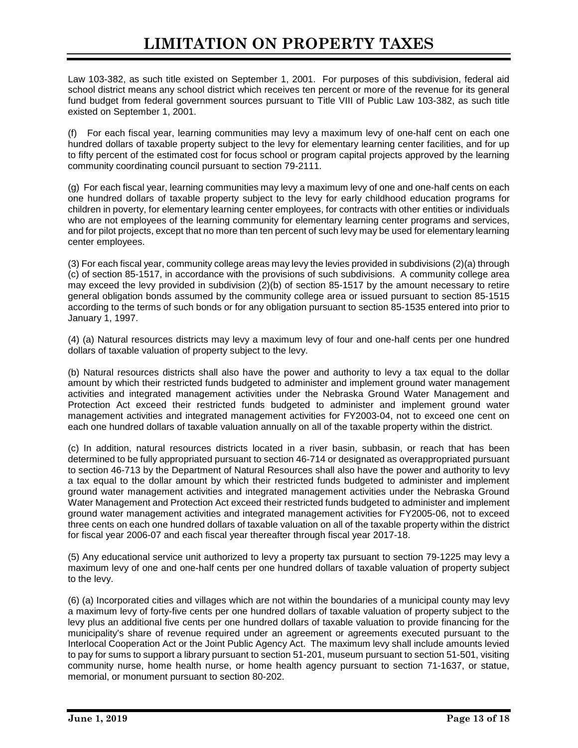Law 103-382, as such title existed on September 1, 2001. For purposes of this subdivision, federal aid school district means any school district which receives ten percent or more of the revenue for its general fund budget from federal government sources pursuant to Title VIII of Public Law 103-382, as such title existed on September 1, 2001.

(f) For each fiscal year, learning communities may levy a maximum levy of one-half cent on each one hundred dollars of taxable property subject to the levy for elementary learning center facilities, and for up to fifty percent of the estimated cost for focus school or program capital projects approved by the learning community coordinating council pursuant to section 79-2111.

(g) For each fiscal year, learning communities may levy a maximum levy of one and one-half cents on each one hundred dollars of taxable property subject to the levy for early childhood education programs for children in poverty, for elementary learning center employees, for contracts with other entities or individuals who are not employees of the learning community for elementary learning center programs and services, and for pilot projects, except that no more than ten percent of such levy may be used for elementary learning center employees.

(3) For each fiscal year, community college areas may levy the levies provided in subdivisions (2)(a) through (c) of section 85-1517, in accordance with the provisions of such subdivisions. A community college area may exceed the levy provided in subdivision (2)(b) of section 85-1517 by the amount necessary to retire general obligation bonds assumed by the community college area or issued pursuant to section 85-1515 according to the terms of such bonds or for any obligation pursuant to section 85-1535 entered into prior to January 1, 1997.

(4) (a) Natural resources districts may levy a maximum levy of four and one-half cents per one hundred dollars of taxable valuation of property subject to the levy.

(b) Natural resources districts shall also have the power and authority to levy a tax equal to the dollar amount by which their restricted funds budgeted to administer and implement ground water management activities and integrated management activities under the Nebraska Ground Water Management and Protection Act exceed their restricted funds budgeted to administer and implement ground water management activities and integrated management activities for FY2003-04, not to exceed one cent on each one hundred dollars of taxable valuation annually on all of the taxable property within the district.

(c) In addition, natural resources districts located in a river basin, subbasin, or reach that has been determined to be fully appropriated pursuant to section 46-714 or designated as overappropriated pursuant to section 46-713 by the Department of Natural Resources shall also have the power and authority to levy a tax equal to the dollar amount by which their restricted funds budgeted to administer and implement ground water management activities and integrated management activities under the Nebraska Ground Water Management and Protection Act exceed their restricted funds budgeted to administer and implement ground water management activities and integrated management activities for FY2005-06, not to exceed three cents on each one hundred dollars of taxable valuation on all of the taxable property within the district for fiscal year 2006-07 and each fiscal year thereafter through fiscal year 2017-18.

(5) Any educational service unit authorized to levy a property tax pursuant to section 79-1225 may levy a maximum levy of one and one-half cents per one hundred dollars of taxable valuation of property subject to the levy.

(6) (a) Incorporated cities and villages which are not within the boundaries of a municipal county may levy a maximum levy of forty-five cents per one hundred dollars of taxable valuation of property subject to the levy plus an additional five cents per one hundred dollars of taxable valuation to provide financing for the municipality's share of revenue required under an agreement or agreements executed pursuant to the Interlocal Cooperation Act or the Joint Public Agency Act. The maximum levy shall include amounts levied to pay for sums to support a library pursuant to section 51-201, museum pursuant to section 51-501, visiting community nurse, home health nurse, or home health agency pursuant to section 71-1637, or statue, memorial, or monument pursuant to section 80-202.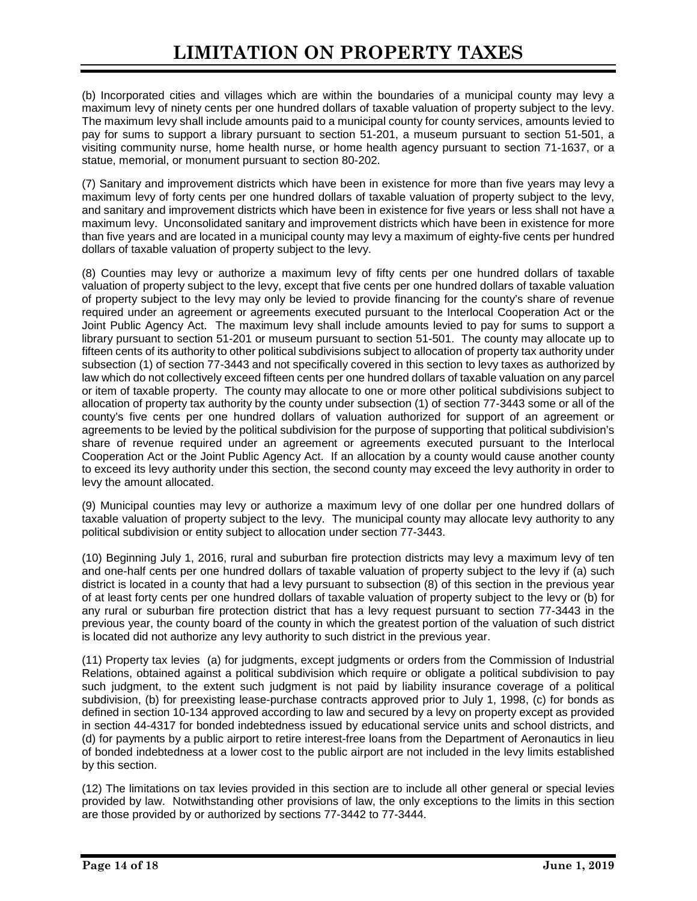(b) Incorporated cities and villages which are within the boundaries of a municipal county may levy a maximum levy of ninety cents per one hundred dollars of taxable valuation of property subject to the levy. The maximum levy shall include amounts paid to a municipal county for county services, amounts levied to pay for sums to support a library pursuant to section 51-201, a museum pursuant to section 51-501, a visiting community nurse, home health nurse, or home health agency pursuant to section 71-1637, or a statue, memorial, or monument pursuant to section 80-202.

(7) Sanitary and improvement districts which have been in existence for more than five years may levy a maximum levy of forty cents per one hundred dollars of taxable valuation of property subject to the levy, and sanitary and improvement districts which have been in existence for five years or less shall not have a maximum levy. Unconsolidated sanitary and improvement districts which have been in existence for more than five years and are located in a municipal county may levy a maximum of eighty-five cents per hundred dollars of taxable valuation of property subject to the levy.

(8) Counties may levy or authorize a maximum levy of fifty cents per one hundred dollars of taxable valuation of property subject to the levy, except that five cents per one hundred dollars of taxable valuation of property subject to the levy may only be levied to provide financing for the county's share of revenue required under an agreement or agreements executed pursuant to the Interlocal Cooperation Act or the Joint Public Agency Act. The maximum levy shall include amounts levied to pay for sums to support a library pursuant to section 51-201 or museum pursuant to section 51-501. The county may allocate up to fifteen cents of its authority to other political subdivisions subject to allocation of property tax authority under subsection (1) of section 77-3443 and not specifically covered in this section to levy taxes as authorized by law which do not collectively exceed fifteen cents per one hundred dollars of taxable valuation on any parcel or item of taxable property. The county may allocate to one or more other political subdivisions subject to allocation of property tax authority by the county under subsection (1) of section 77-3443 some or all of the county's five cents per one hundred dollars of valuation authorized for support of an agreement or agreements to be levied by the political subdivision for the purpose of supporting that political subdivision's share of revenue required under an agreement or agreements executed pursuant to the Interlocal Cooperation Act or the Joint Public Agency Act. If an allocation by a county would cause another county to exceed its levy authority under this section, the second county may exceed the levy authority in order to levy the amount allocated.

(9) Municipal counties may levy or authorize a maximum levy of one dollar per one hundred dollars of taxable valuation of property subject to the levy. The municipal county may allocate levy authority to any political subdivision or entity subject to allocation under section 77-3443.

(10) Beginning July 1, 2016, rural and suburban fire protection districts may levy a maximum levy of ten and one-half cents per one hundred dollars of taxable valuation of property subject to the levy if (a) such district is located in a county that had a levy pursuant to subsection (8) of this section in the previous year of at least forty cents per one hundred dollars of taxable valuation of property subject to the levy or (b) for any rural or suburban fire protection district that has a levy request pursuant to section 77-3443 in the previous year, the county board of the county in which the greatest portion of the valuation of such district is located did not authorize any levy authority to such district in the previous year.

(11) Property tax levies (a) for judgments, except judgments or orders from the Commission of Industrial Relations, obtained against a political subdivision which require or obligate a political subdivision to pay such judgment, to the extent such judgment is not paid by liability insurance coverage of a political subdivision, (b) for preexisting lease-purchase contracts approved prior to July 1, 1998, (c) for bonds as defined in section 10-134 approved according to law and secured by a levy on property except as provided in section 44-4317 for bonded indebtedness issued by educational service units and school districts, and (d) for payments by a public airport to retire interest-free loans from the Department of Aeronautics in lieu of bonded indebtedness at a lower cost to the public airport are not included in the levy limits established by this section.

(12) The limitations on tax levies provided in this section are to include all other general or special levies provided by law. Notwithstanding other provisions of law, the only exceptions to the limits in this section are those provided by or authorized by sections 77-3442 to 77-3444.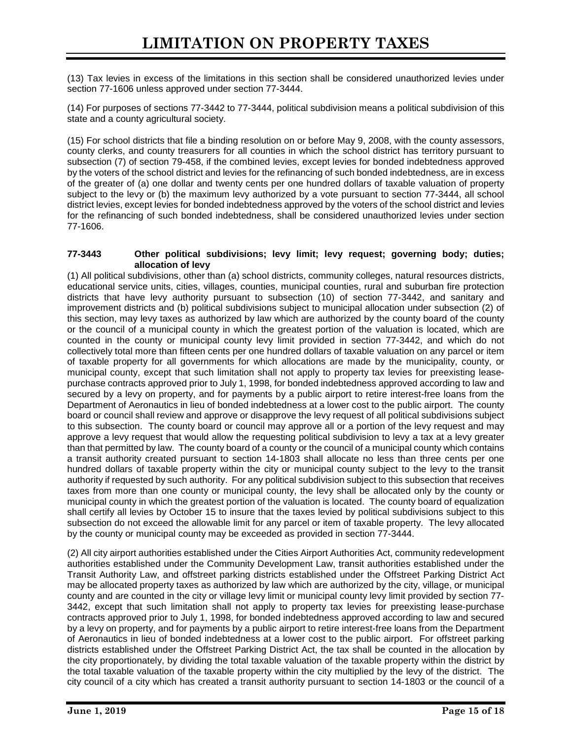(13) Tax levies in excess of the limitations in this section shall be considered unauthorized levies under section 77-1606 unless approved under section 77-3444.

(14) For purposes of sections 77-3442 to 77-3444, political subdivision means a political subdivision of this state and a county agricultural society.

(15) For school districts that file a binding resolution on or before May 9, 2008, with the county assessors, county clerks, and county treasurers for all counties in which the school district has territory pursuant to subsection (7) of section 79-458, if the combined levies, except levies for bonded indebtedness approved by the voters of the school district and levies for the refinancing of such bonded indebtedness, are in excess of the greater of (a) one dollar and twenty cents per one hundred dollars of taxable valuation of property subject to the levy or (b) the maximum levy authorized by a vote pursuant to section 77-3444, all school district levies, except levies for bonded indebtedness approved by the voters of the school district and levies for the refinancing of such bonded indebtedness, shall be considered unauthorized levies under section 77-1606.

**77-3443 Other political subdivisions; levy limit; levy request; governing body; duties; allocation of levy**

(1) All political subdivisions, other than (a) school districts, community colleges, natural resources districts, educational service units, cities, villages, counties, municipal counties, rural and suburban fire protection districts that have levy authority pursuant to subsection (10) of section 77-3442, and sanitary and improvement districts and (b) political subdivisions subject to municipal allocation under subsection (2) of this section, may levy taxes as authorized by law which are authorized by the county board of the county or the council of a municipal county in which the greatest portion of the valuation is located, which are counted in the county or municipal county levy limit provided in section 77-3442, and which do not collectively total more than fifteen cents per one hundred dollars of taxable valuation on any parcel or item of taxable property for all governments for which allocations are made by the municipality, county, or municipal county, except that such limitation shall not apply to property tax levies for preexisting lease-purchase contracts approved prior to July 1, 1998, for bonded indebtedness approved according to law and secured by a levy on property, and for payments by a public airport to retire interest-free loans from the Department of Aeronautics in lieu of bonded indebtedness at a lower cost to the public airport. The county board or council shall review and approve or disapprove the levy request of all political subdivisions subject to this subsection. The county board or council may approve all or a portion of the levy request and may approve a levy request that would allow the requesting political subdivision to levy a tax at a levy greater than that permitted by law. The county board of a county or the council of a municipal county which contains a transit authority created pursuant to section 14-1803 shall allocate no less than three cents per one hundred dollars of taxable property within the city or municipal county subject to the levy to the transit authority if requested by such authority. For any political subdivision subject to this subsection that receives taxes from more than one county or municipal county, the levy shall be allocated only by the county or municipal county in which the greatest portion of the valuation is located. The county board of equalization shall certify all levies by October 15 to insure that the taxes levied by political subdivisions subject to this subsection do not exceed the allowable limit for any parcel or item of taxable property. The levy allocated by the county or municipal county may be exceeded as provided in section 77-3444.

(2) All city airport authorities established under the Cities Airport Authorities Act, community redevelopment authorities established under the Community Development Law, transit authorities established under the Transit Authority Law, and offstreet parking districts established under the Offstreet Parking District Act may be allocated property taxes as authorized by law which are authorized by the city, village, or municipal county and are counted in the city or village levy limit or municipal county levy limit provided by section 77-3442, except that such limitation shall not apply to property tax levies for preexisting lease-purchase contracts approved prior to July 1, 1998, for bonded indebtedness approved according to law and secured by a levy on property, and for payments by a public airport to retire interest-free loans from the Department of Aeronautics in lieu of bonded indebtedness at a lower cost to the public airport. For offstreet parking districts established under the Offstreet Parking District Act, the tax shall be counted in the allocation by the city proportionately, by dividing the total taxable valuation of the taxable property within the district by the total taxable valuation of the taxable property within the city multiplied by the levy of the district. The city council of a city which has created a transit authority pursuant to section 14-1803 or the council of a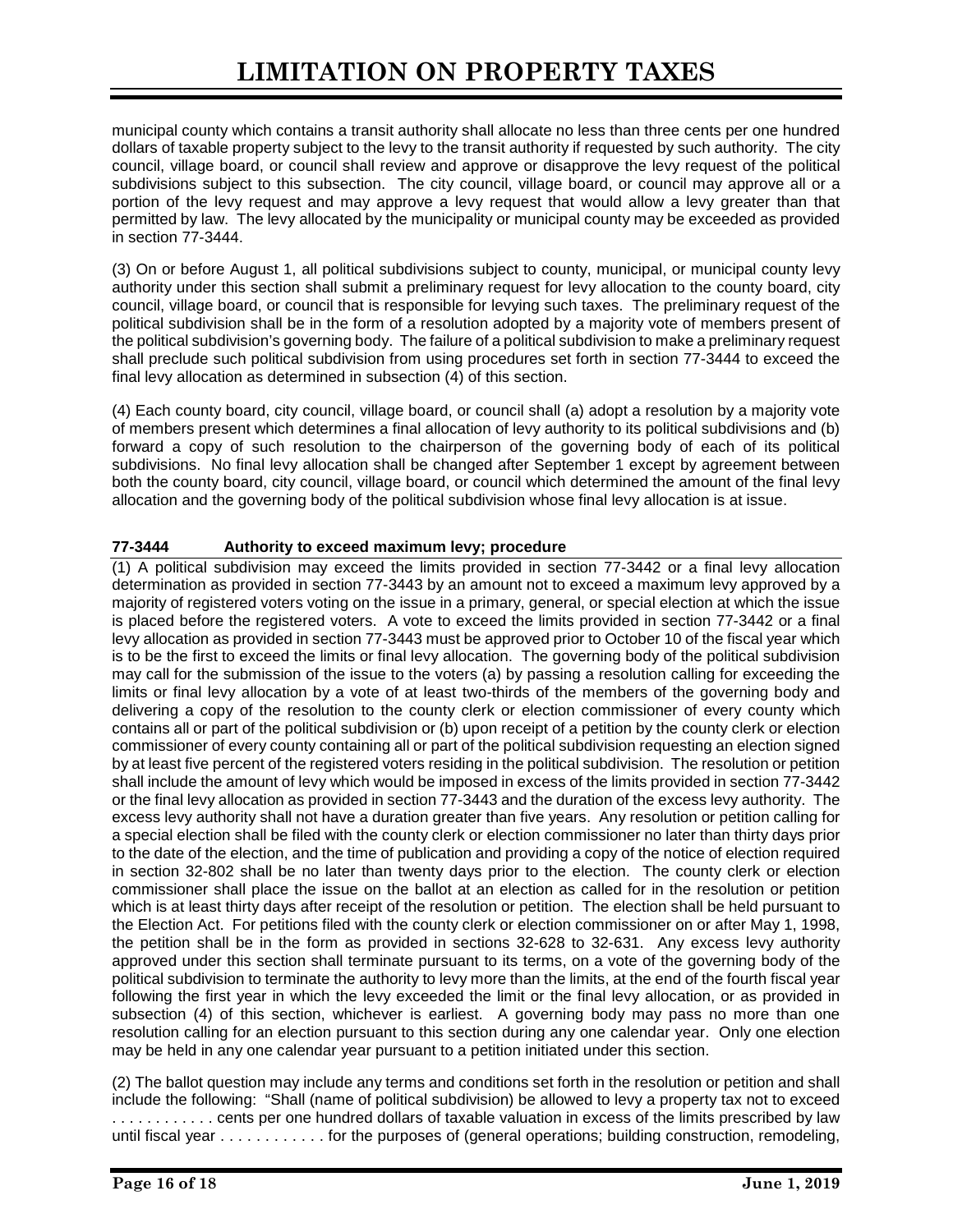municipal county which contains a transit authority shall allocate no less than three cents per one hundred dollars of taxable property subject to the levy to the transit authority if requested by such authority. The city council, village board, or council shall review and approve or disapprove the levy request of the political subdivisions subject to this subsection. The city council, village board, or council may approve all or a portion of the levy request and may approve a levy request that would allow a levy greater than that permitted by law. The levy allocated by the municipality or municipal county may be exceeded as provided in section 77-3444.

(3) On or before August 1, all political subdivisions subject to county, municipal, or municipal county levy authority under this section shall submit a preliminary request for levy allocation to the county board, city council, village board, or council that is responsible for levying such taxes. The preliminary request of the political subdivision shall be in the form of a resolution adopted by a majority vote of members present of the political subdivision's governing body. The failure of a political subdivision to make a preliminary request shall preclude such political subdivision from using procedures set forth in section 77-3444 to exceed the final levy allocation as determined in subsection (4) of this section.

(4) Each county board, city council, village board, or council shall (a) adopt a resolution by a majority vote of members present which determines a final allocation of levy authority to its political subdivisions and (b) forward a copy of such resolution to the chairperson of the governing body of each of its political subdivisions. No final levy allocation shall be changed after September 1 except by agreement between both the county board, city council, village board, or council which determined the amount of the final levy allocation and the governing body of the political subdivision whose final levy allocation is at issue.

### 77-3444 Authority to exceed maximum levy; procedure

(1) A political subdivision may exceed the limits provided in section 77-3442 or a final levy allocation determination as provided in section 77-3443 by an amount not to exceed a maximum levy approved by a majority of registered voters voting on the issue in a primary, general, or special election at which the issue is placed before the registered voters. A vote to exceed the limits provided in section 77-3442 or a final levy allocation as provided in section 77-3443 must be approved prior to October 10 of the fiscal year which is to be the first to exceed the limits or final levy allocation. The governing body of the political subdivision may call for the submission of the issue to the voters (a) by passing a resolution calling for exceeding the limits or final levy allocation by a vote of at least two-thirds of the members of the governing body and delivering a copy of the resolution to the county clerk or election commissioner of every county which contains all or part of the political subdivision or (b) upon receipt of a petition by the county clerk or election commissioner of every county containing all or part of the political subdivision requesting an election signed by at least five percent of the registered voters residing in the political subdivision. The resolution or petition shall include the amount of levy which would be imposed in excess of the limits provided in section 77-3442 or the final levy allocation as provided in section 77-3443 and the duration of the excess levy authority. The excess levy authority shall not have a duration greater than five years. Any resolution or petition calling for a special election shall be filed with the county clerk or election commissioner no later than thirty days prior to the date of the election, and the time of publication and providing a copy of the notice of election required in section 32-802 shall be no later than twenty days prior to the election. The county clerk or election commissioner shall place the issue on the ballot at an election as called for in the resolution or petition which is at least thirty days after receipt of the resolution or petition. The election shall be held pursuant to the Election Act. For petitions filed with the county clerk or election commissioner on or after May 1, 1998, the petition shall be in the form as provided in sections 32-628 to 32-631. Any excess levy authority approved under this section shall terminate pursuant to its terms, on a vote of the governing body of the political subdivision to terminate the authority to levy more than the limits, at the end of the fourth fiscal year following the first year in which the levy exceeded the limit or the final levy allocation, or as provided in subsection (4) of this section, whichever is earliest. A governing body may pass no more than one resolution calling for an election pursuant to this section during any one calendar year. Only one election may be held in any one calendar year pursuant to a petition initiated under this section.

(2) The ballot question may include any terms and conditions set forth in the resolution or petition and shall include the following: "Shall (name of political subdivision) be allowed to levy a property tax not to exceed . . . . . . . . . . . . cents per one hundred dollars of taxable valuation in excess of the limits prescribed by law until fiscal year . . . . . . . . . . . . for the purposes of (general operations; building construction, remodeling,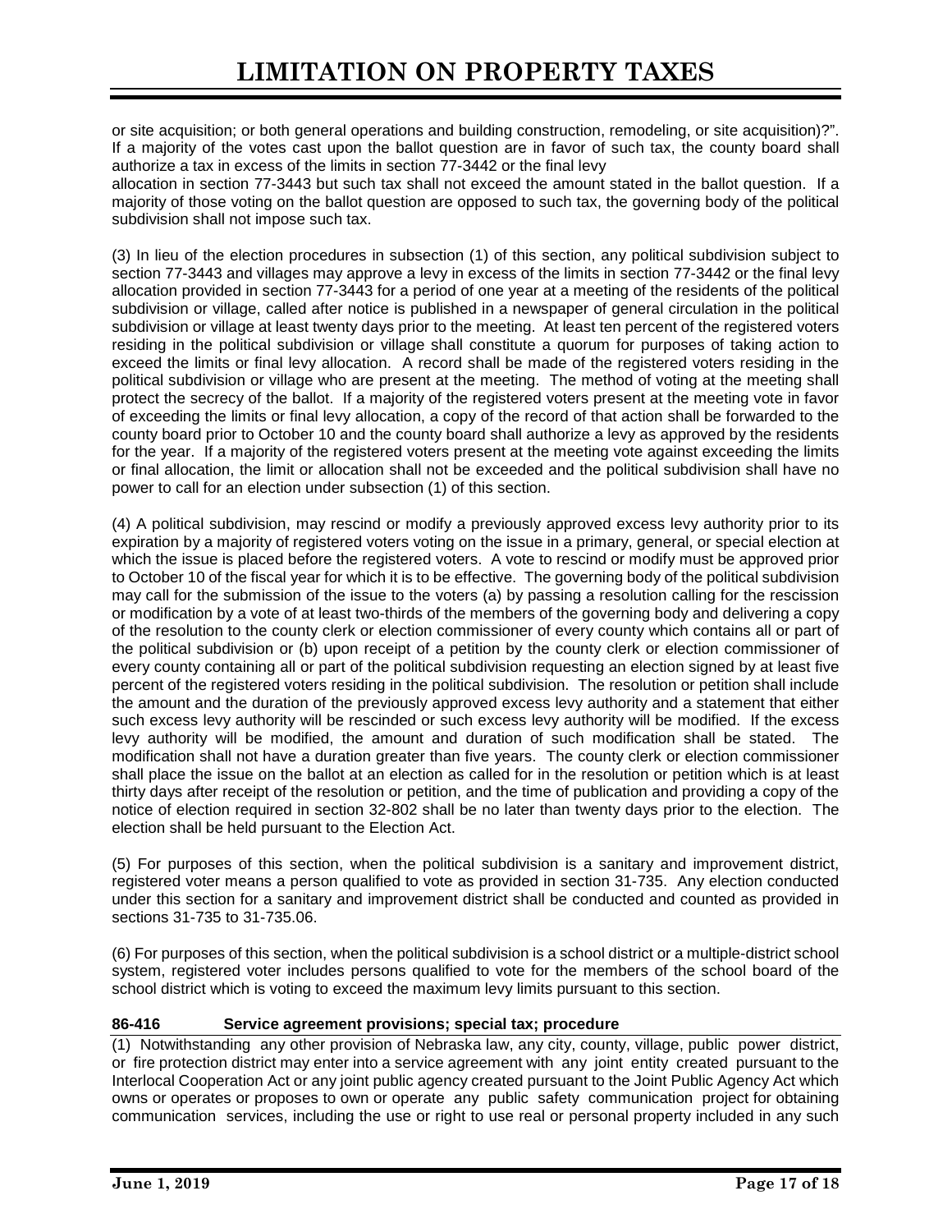or site acquisition; or both general operations and building construction, remodeling, or site acquisition)?". If a majority of the votes cast upon the ballot question are in favor of such tax, the county board shall authorize a tax in excess of the limits in section 77-3442 or the final levy allocation in section 77-3443 but such tax shall not exceed the amount stated in the ballot question. If a majority of those voting on the ballot question are opposed to such tax, the governing body of the political subdivision shall not impose such tax.

(3) In lieu of the election procedures in subsection (1) of this section, any political subdivision subject to section 77-3443 and villages may approve a levy in excess of the limits in section 77-3442 or the final levy allocation provided in section 77-3443 for a period of one year at a meeting of the residents of the political subdivision or village, called after notice is published in a newspaper of general circulation in the political subdivision or village at least twenty days prior to the meeting. At least ten percent of the registered voters residing in the political subdivision or village shall constitute a quorum for purposes of taking action to exceed the limits or final levy allocation. A record shall be made of the registered voters residing in the political subdivision or village who are present at the meeting. The method of voting at the meeting shall protect the secrecy of the ballot. If a majority of the registered voters present at the meeting vote in favor of exceeding the limits or final levy allocation, a copy of the record of that action shall be forwarded to the county board prior to October 10 and the county board shall authorize a levy as approved by the residents for the year. If a majority of the registered voters present at the meeting vote against exceeding the limits or final allocation, the limit or allocation shall not be exceeded and the political subdivision shall have no power to call for an election under subsection (1) of this section.

(4) A political subdivision, may rescind or modify a previously approved excess levy authority prior to its expiration by a majority of registered voters voting on the issue in a primary, general, or special election at which the issue is placed before the registered voters. A vote to rescind or modify must be approved prior to October 10 of the fiscal year for which it is to be effective. The governing body of the political subdivision may call for the submission of the issue to the voters (a) by passing a resolution calling for the rescission or modification by a vote of at least two-thirds of the members of the governing body and delivering a copy of the resolution to the county clerk or election commissioner of every county which contains all or part of the political subdivision or (b) upon receipt of a petition by the county clerk or election commissioner of every county containing all or part of the political subdivision requesting an election signed by at least five percent of the registered voters residing in the political subdivision. The resolution or petition shall include the amount and the duration of the previously approved excess levy authority and a statement that either such excess levy authority will be rescinded or such excess levy authority will be modified. If the excess levy authority will be modified, the amount and duration of such modification shall be stated. The modification shall not have a duration greater than five years. The county clerk or election commissioner shall place the issue on the ballot at an election as called for in the resolution or petition which is at least thirty days after receipt of the resolution or petition, and the time of publication and providing a copy of the notice of election required in section 32-802 shall be no later than twenty days prior to the election. The election shall be held pursuant to the Election Act.

(5) For purposes of this section, when the political subdivision is a sanitary and improvement district, registered voter means a person qualified to vote as provided in section 31-735. Any election conducted under this section for a sanitary and improvement district shall be conducted and counted as provided in sections 31-735 to 31-735.06.

(6) For purposes of this section, when the political subdivision is a school district or a multiple-district school system, registered voter includes persons qualified to vote for the members of the school board of the school district which is voting to exceed the maximum levy limits pursuant to this section.

### 86-416 Service agreement provisions; special tax; procedure

(1) Notwithstanding any other provision of Nebraska law, any city, county, village, public power district, or fire protection district may enter into a service agreement with any joint entity created pursuant to the Interlocal Cooperation Act or any joint public agency created pursuant to the Joint Public Agency Act which owns or operates or proposes to own or operate any public safety communication project for obtaining communication services, including the use or right to use real or personal property included in any such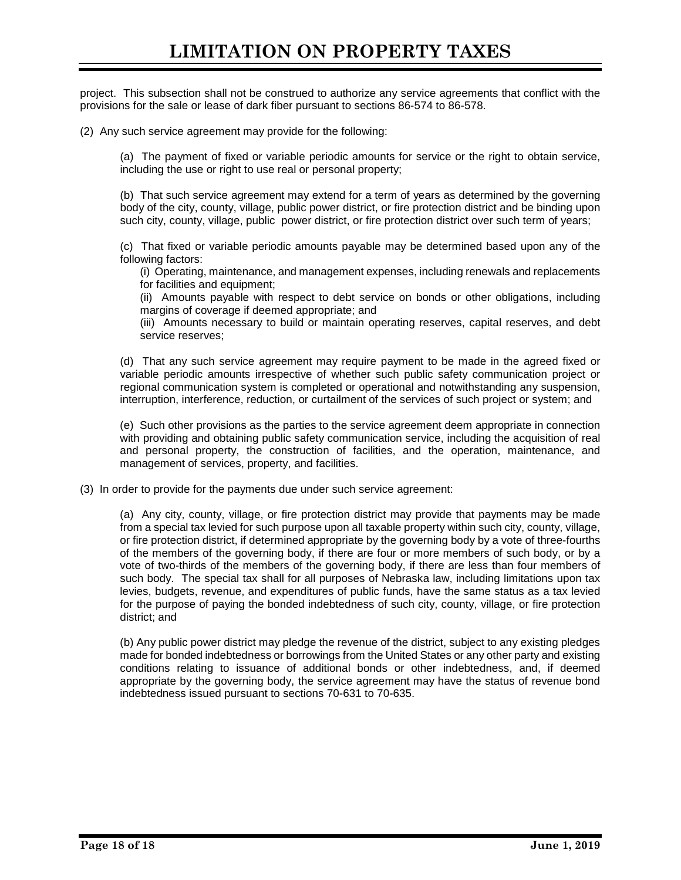project. This subsection shall not be construed to authorize any service agreements that conflict with the provisions for the sale or lease of dark fiber pursuant to sections 86-574 to 86-578.

(2) Any such service agreement may provide for the following:

(a) The payment of fixed or variable periodic amounts for service or the right to obtain service, including the use or right to use real or personal property;

(b) That such service agreement may extend for a term of years as determined by the governing body of the city, county, village, public power district, or fire protection district and be binding upon such city, county, village, public power district, or fire protection district over such term of years;

(c) That fixed or variable periodic amounts payable may be determined based upon any of the following factors:

(i) Operating, maintenance, and management expenses, including renewals and replacements for facilities and equipment;

(ii) Amounts payable with respect to debt service on bonds or other obligations, including margins of coverage if deemed appropriate; and

(iii) Amounts necessary to build or maintain operating reserves, capital reserves, and debt service reserves;

(d) That any such service agreement may require payment to be made in the agreed fixed or variable periodic amounts irrespective of whether such public safety communication project or regional communication system is completed or operational and notwithstanding any suspension, interruption, interference, reduction, or curtailment of the services of such project or system; and

(e) Such other provisions as the parties to the service agreement deem appropriate in connection with providing and obtaining public safety communication service, including the acquisition of real and personal property, the construction of facilities, and the operation, maintenance, and management of services, property, and facilities.

(3) In order to provide for the payments due under such service agreement:

(a) Any city, county, village, or fire protection district may provide that payments may be made from a special tax levied for such purpose upon all taxable property within such city, county, village, or fire protection district, if determined appropriate by the governing body by a vote of three-fourths of the members of the governing body, if there are four or more members of such body, or by a vote of two-thirds of the members of the governing body, if there are less than four members of such body. The special tax shall for all purposes of Nebraska law, including limitations upon tax levies, budgets, revenue, and expenditures of public funds, have the same status as a tax levied for the purpose of paying the bonded indebtedness of such city, county, village, or fire protection district; and

(b) Any public power district may pledge the revenue of the district, subject to any existing pledges made for bonded indebtedness or borrowings from the United States or any other party and existing conditions relating to issuance of additional bonds or other indebtedness, and, if deemed appropriate by the governing body, the service agreement may have the status of revenue bond indebtedness issued pursuant to sections 70-631 to 70-635.